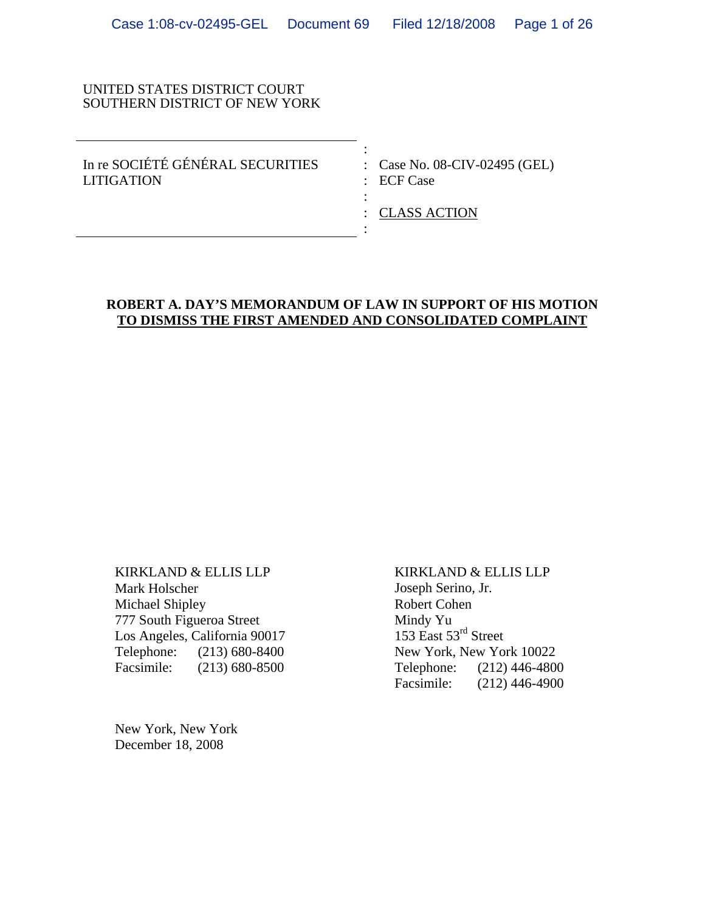UNITED STATES DISTRICT COURT
SOUTHERN DISTRICT OF NEW YORK

| | |
|---|---|
| In re SOCIÉTÉ GÉNÉRAL SECURITIES LITIGATION | Case No. 08-CIV-02495 (GEL) |
| | ECF Case |
| | CLASS ACTION |

**ROBERT A. DAY'S MEMORANDUM OF LAW IN SUPPORT OF HIS MOTION TO DISMISS THE FIRST AMENDED AND CONSOLIDATED COMPLAINT**

KIRKLAND & ELLIS LLP
Mark Holscher
Michael Shipley
777 South Figueroa Street
Los Angeles, California 90017
Telephone: (213) 680-8400
Facsimile: (213) 680-8500

KIRKLAND & ELLIS LLP
Joseph Serino, Jr.
Robert Cohen
Mindy Yu
153 East 53rd Street
New York, New York 10022
Telephone: (212) 446-4800
Facsimile: (212) 446-4900

New York, New York
December 18, 2008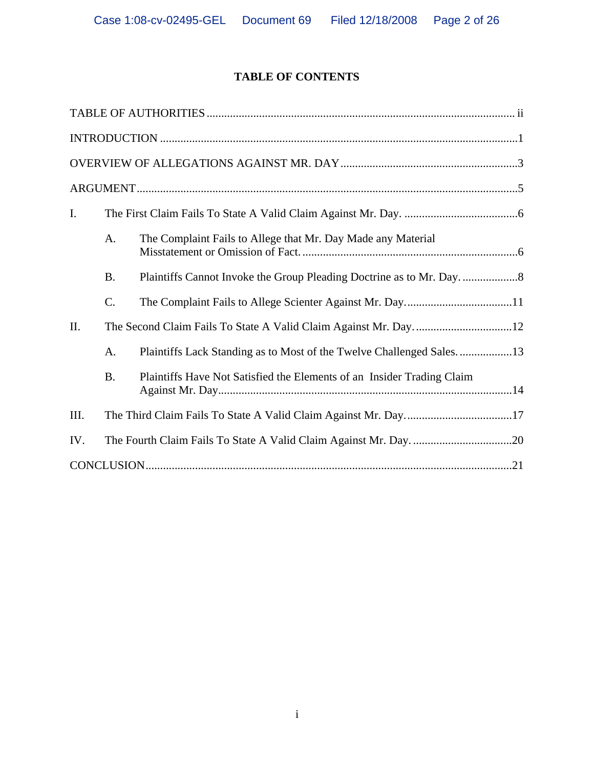# TABLE OF CONTENTS

TABLE OF AUTHORITIES .......... ii

INTRODUCTION .......... 1

OVERVIEW OF ALLEGATIONS AGAINST MR. DAY .......... 3

ARGUMENT .......... 5

I. The First Claim Fails To State A Valid Claim Against Mr. Day. .......... 6

- A. The Complaint Fails to Allege that Mr. Day Made any Material Misstatement or Omission of Fact. .......... 6
- B. Plaintiffs Cannot Invoke the Group Pleading Doctrine as to Mr. Day. .......... 8
- C. The Complaint Fails to Allege Scienter Against Mr. Day. .......... 11

II. The Second Claim Fails To State A Valid Claim Against Mr. Day. .......... 12

- A. Plaintiffs Lack Standing as to Most of the Twelve Challenged Sales. .......... 13
- B. Plaintiffs Have Not Satisfied the Elements of an Insider Trading Claim Against Mr. Day .......... 14

III. The Third Claim Fails To State A Valid Claim Against Mr. Day. .......... 17

IV. The Fourth Claim Fails To State A Valid Claim Against Mr. Day. .......... 20

CONCLUSION .......... 21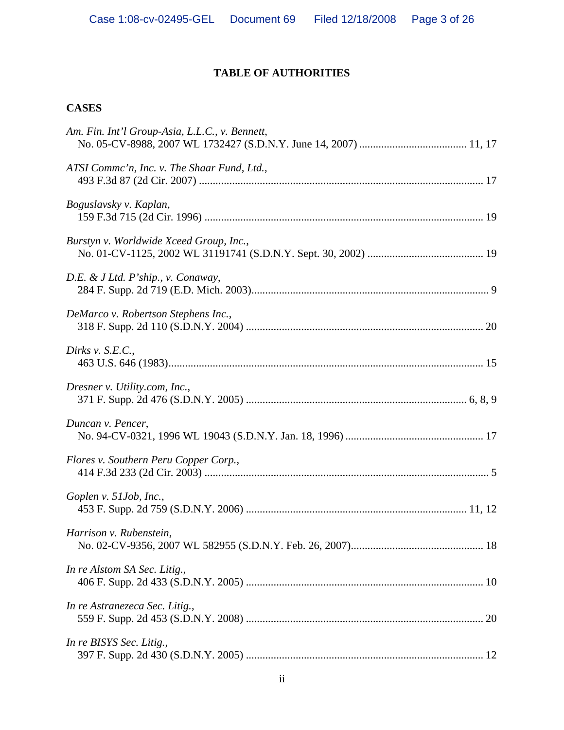## TABLE OF AUTHORITIES

### CASES

*Am. Fin. Int'l Group-Asia, L.L.C., v. Bennett*,
No. 05-CV-8988, 2007 WL 1732427 (S.D.N.Y. June 14, 2007) ....................................... 11, 17

*ATSI Commc'n, Inc. v. The Shaar Fund, Ltd.*,
493 F.3d 87 (2d Cir. 2007) ....................................................................................................... 17

*Boguslavsky v. Kaplan*,
159 F.3d 715 (2d Cir. 1996) ..................................................................................................... 19

*Burstyn v. Worldwide Xceed Group, Inc.*,
No. 01-CV-1125, 2002 WL 31191741 (S.D.N.Y. Sept. 30, 2002) .......................................... 19

*D.E. & J Ltd. P'ship., v. Conaway*,
284 F. Supp. 2d 719 (E.D. Mich. 2003)...................................................................................... 9

*DeMarco v. Robertson Stephens Inc.*,
318 F. Supp. 2d 110 (S.D.N.Y. 2004) ...................................................................................... 20

*Dirks v. S.E.C.*,
463 U.S. 646 (1983).................................................................................................................. 15

*Dresner v. Utility.com, Inc.*,
371 F. Supp. 2d 476 (S.D.N.Y. 2005) ................................................................................ 6, 8, 9

*Duncan v. Pencer*,
No. 94-CV-0321, 1996 WL 19043 (S.D.N.Y. Jan. 18, 1996) .................................................. 17

*Flores v. Southern Peru Copper Corp.*,
414 F.3d 233 (2d Cir. 2003) ....................................................................................................... 5

*Goplen v. 51Job, Inc.*,
453 F. Supp. 2d 759 (S.D.N.Y. 2006) ................................................................................ 11, 12

*Harrison v. Rubenstein*,
No. 02-CV-9356, 2007 WL 582955 (S.D.N.Y. Feb. 26, 2007)................................................ 18

*In re Alstom SA Sec. Litig.*,
406 F. Supp. 2d 433 (S.D.N.Y. 2005) ...................................................................................... 10

*In re Astranezeca Sec. Litig.*,
559 F. Supp. 2d 453 (S.D.N.Y. 2008) ...................................................................................... 20

*In re BISYS Sec. Litig.*,
397 F. Supp. 2d 430 (S.D.N.Y. 2005) ...................................................................................... 12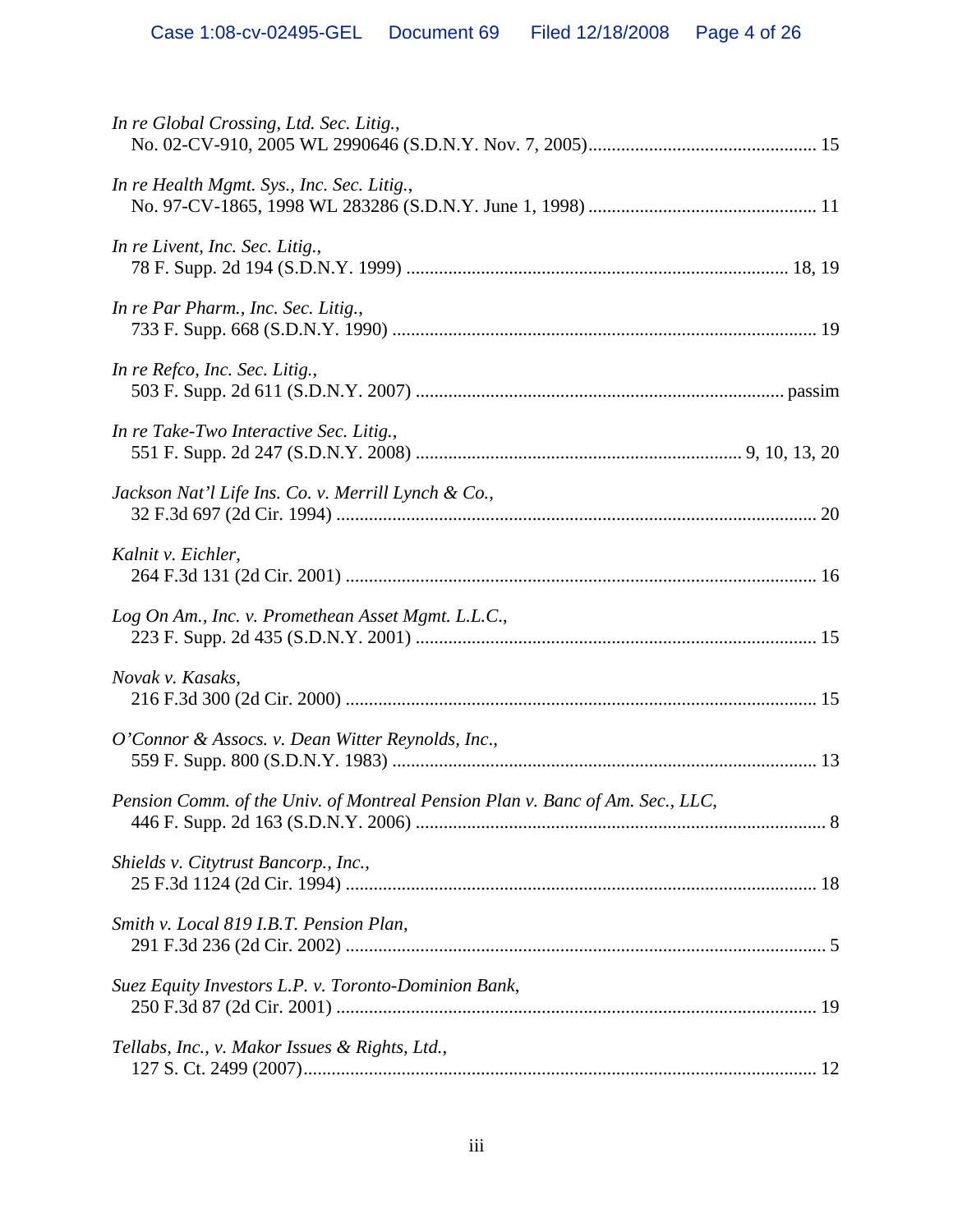*In re Global Crossing, Ltd. Sec. Litig.*,
No. 02-CV-910, 2005 WL 2990646 (S.D.N.Y. Nov. 7, 2005)................................................ 15

*In re Health Mgmt. Sys., Inc. Sec. Litig.*,
No. 97-CV-1865, 1998 WL 283286 (S.D.N.Y. June 1, 1998) ................................................ 11

*In re Livent, Inc. Sec. Litig.*,
78 F. Supp. 2d 194 (S.D.N.Y. 1999) ................................................................................ 18, 19

*In re Par Pharm., Inc. Sec. Litig.*,
733 F. Supp. 668 (S.D.N.Y. 1990) .......................................................................................... 19

*In re Refco, Inc. Sec. Litig.*,
503 F. Supp. 2d 611 (S.D.N.Y. 2007) ............................................................................... passim

*In re Take-Two Interactive Sec. Litig.*,
551 F. Supp. 2d 247 (S.D.N.Y. 2008) ..................................................................... 9, 10, 13, 20

*Jackson Nat'l Life Ins. Co. v. Merrill Lynch & Co.*,
32 F.3d 697 (2d Cir. 1994) ...................................................................................................... 20

*Kalnit v. Eichler*,
264 F.3d 131 (2d Cir. 2001) .................................................................................................... 16

*Log On Am., Inc. v. Promethean Asset Mgmt. L.L.C.*,
223 F. Supp. 2d 435 (S.D.N.Y. 2001) ..................................................................................... 15

*Novak v. Kasaks*,
216 F.3d 300 (2d Cir. 2000) .................................................................................................... 15

*O'Connor & Assocs. v. Dean Witter Reynolds, Inc.*,
559 F. Supp. 800 (S.D.N.Y. 1983) .......................................................................................... 13

*Pension Comm. of the Univ. of Montreal Pension Plan v. Banc of Am. Sec., LLC*,
446 F. Supp. 2d 163 (S.D.N.Y. 2006) ....................................................................................... 8

*Shields v. Citytrust Bancorp., Inc.*,
25 F.3d 1124 (2d Cir. 1994) .................................................................................................... 18

*Smith v. Local 819 I.B.T. Pension Plan*,
291 F.3d 236 (2d Cir. 2002) ...................................................................................................... 5

*Suez Equity Investors L.P. v. Toronto-Dominion Bank*,
250 F.3d 87 (2d Cir. 2001) ...................................................................................................... 19

*Tellabs, Inc., v. Makor Issues & Rights, Ltd.*,
127 S. Ct. 2499 (2007)............................................................................................................. 12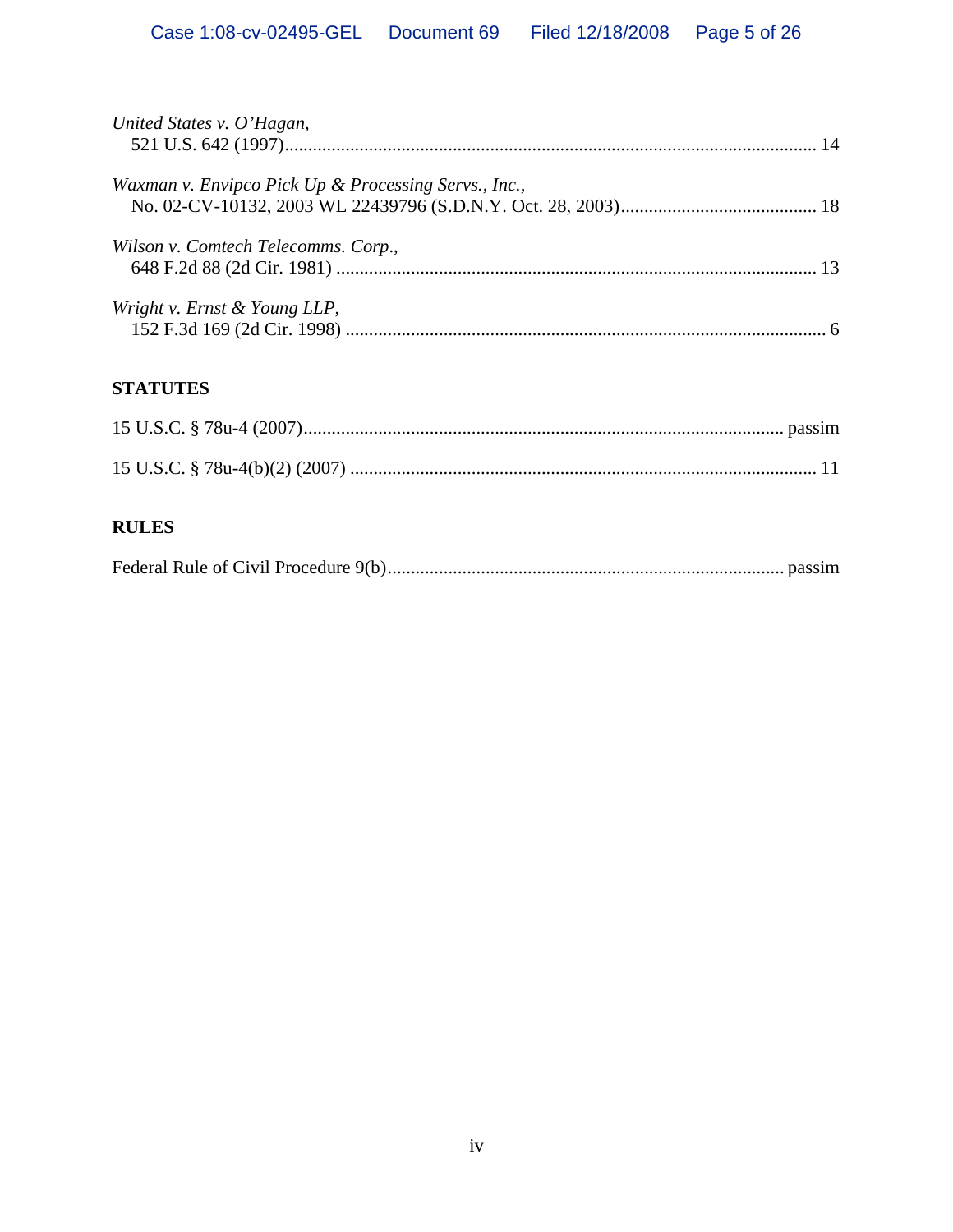*United States v. O'Hagan*,
521 U.S. 642 (1997) ..... 14

*Waxman v. Envipco Pick Up & Processing Servs., Inc.*,
No. 02-CV-10132, 2003 WL 22439796 (S.D.N.Y. Oct. 28, 2003) ..... 18

*Wilson v. Comtech Telecomms. Corp*.,
648 F.2d 88 (2d Cir. 1981) ..... 13

*Wright v. Ernst & Young LLP*,
152 F.3d 169 (2d Cir. 1998) ..... 6

## STATUTES

15 U.S.C. § 78u-4 (2007) ..... passim

15 U.S.C. § 78u-4(b)(2) (2007) ..... 11

## RULES

Federal Rule of Civil Procedure 9(b) ..... passim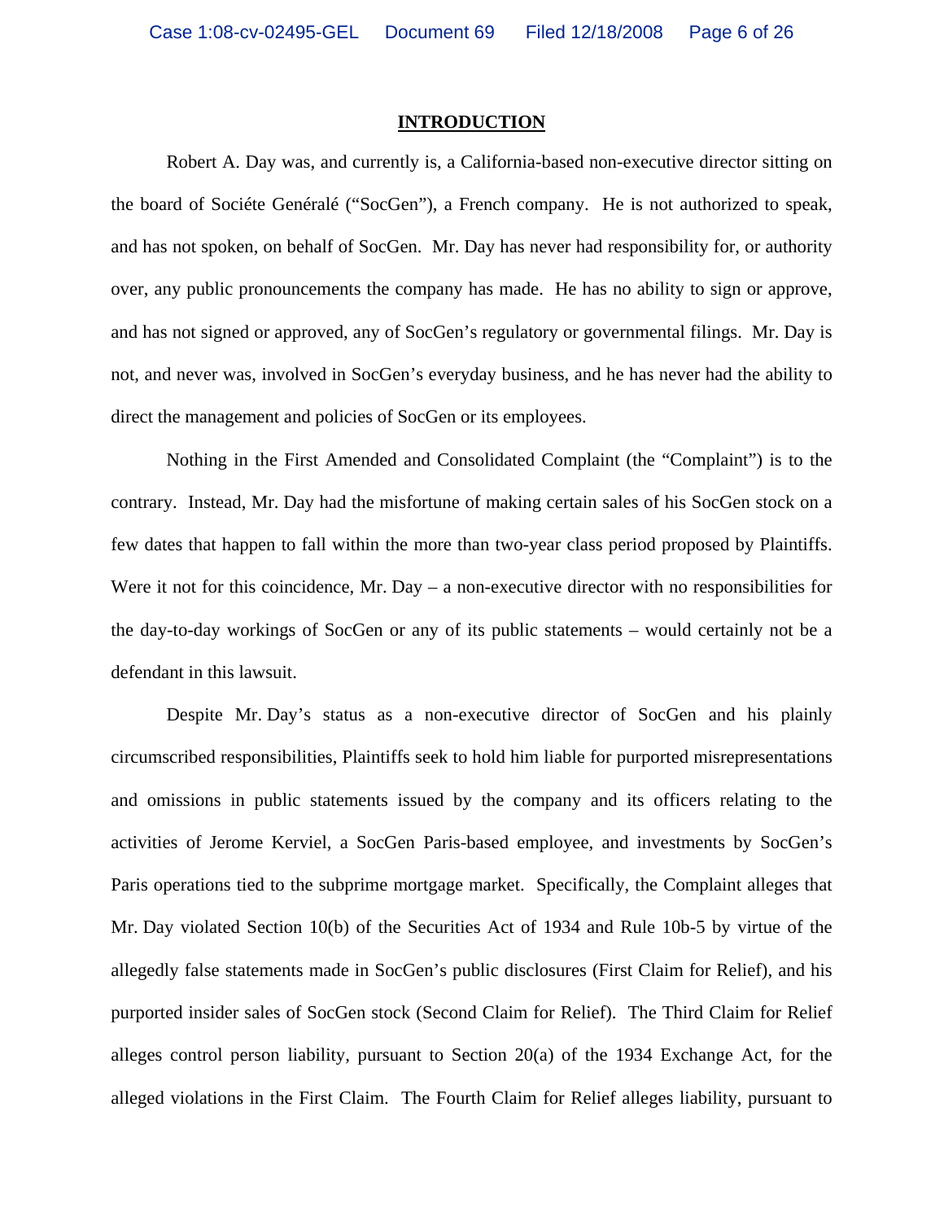# INTRODUCTION

Robert A. Day was, and currently is, a California-based non-executive director sitting on the board of Sociéte Genéralé ("SocGen"), a French company. He is not authorized to speak, and has not spoken, on behalf of SocGen. Mr. Day has never had responsibility for, or authority over, any public pronouncements the company has made. He has no ability to sign or approve, and has not signed or approved, any of SocGen's regulatory or governmental filings. Mr. Day is not, and never was, involved in SocGen's everyday business, and he has never had the ability to direct the management and policies of SocGen or its employees.

Nothing in the First Amended and Consolidated Complaint (the "Complaint") is to the contrary. Instead, Mr. Day had the misfortune of making certain sales of his SocGen stock on a few dates that happen to fall within the more than two-year class period proposed by Plaintiffs. Were it not for this coincidence, Mr. Day – a non-executive director with no responsibilities for the day-to-day workings of SocGen or any of its public statements – would certainly not be a defendant in this lawsuit.

Despite Mr. Day's status as a non-executive director of SocGen and his plainly circumscribed responsibilities, Plaintiffs seek to hold him liable for purported misrepresentations and omissions in public statements issued by the company and its officers relating to the activities of Jerome Kerviel, a SocGen Paris-based employee, and investments by SocGen's Paris operations tied to the subprime mortgage market. Specifically, the Complaint alleges that Mr. Day violated Section 10(b) of the Securities Act of 1934 and Rule 10b-5 by virtue of the allegedly false statements made in SocGen's public disclosures (First Claim for Relief), and his purported insider sales of SocGen stock (Second Claim for Relief). The Third Claim for Relief alleges control person liability, pursuant to Section 20(a) of the 1934 Exchange Act, for the alleged violations in the First Claim. The Fourth Claim for Relief alleges liability, pursuant to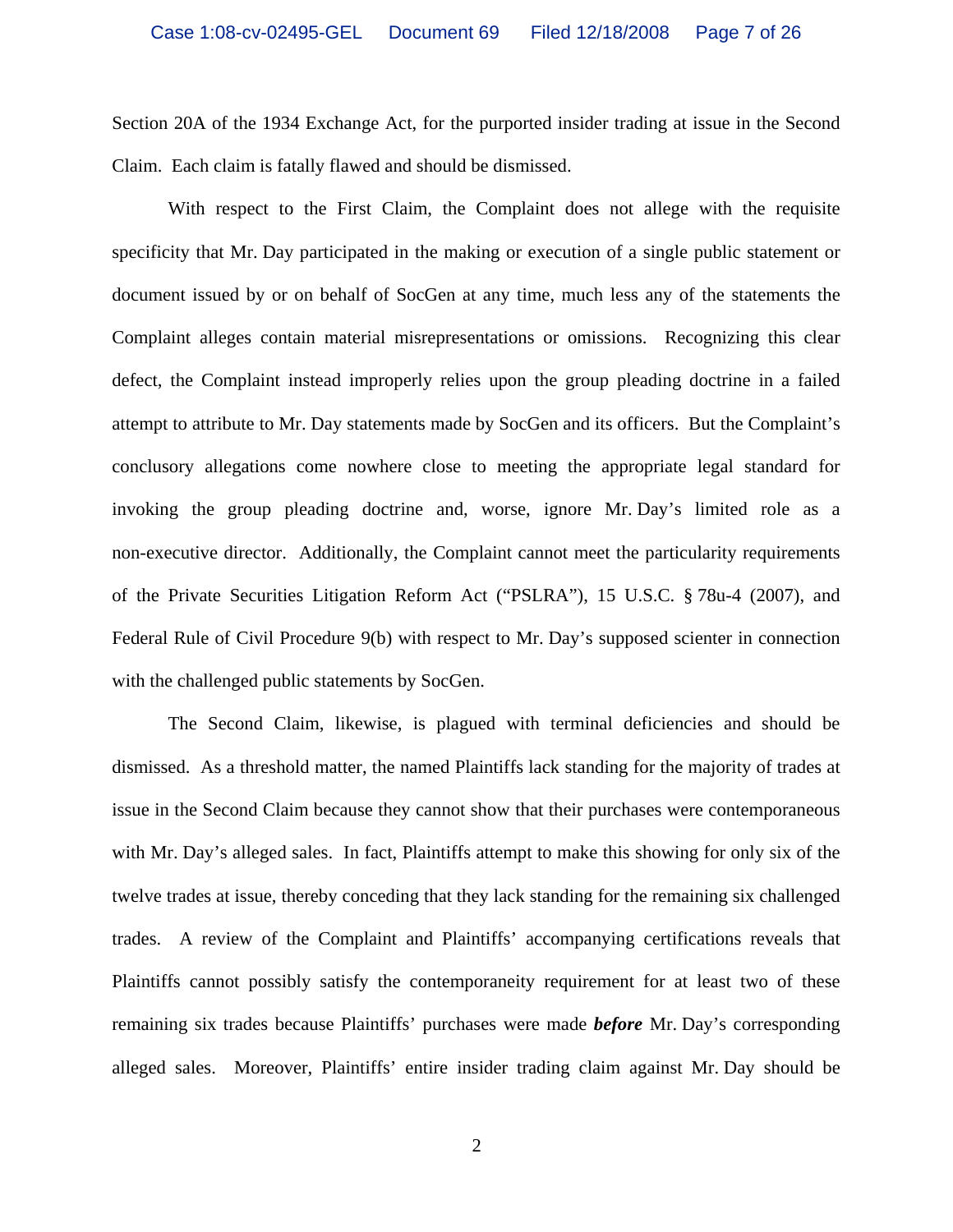Section 20A of the 1934 Exchange Act, for the purported insider trading at issue in the Second Claim. Each claim is fatally flawed and should be dismissed.

With respect to the First Claim, the Complaint does not allege with the requisite specificity that Mr. Day participated in the making or execution of a single public statement or document issued by or on behalf of SocGen at any time, much less any of the statements the Complaint alleges contain material misrepresentations or omissions. Recognizing this clear defect, the Complaint instead improperly relies upon the group pleading doctrine in a failed attempt to attribute to Mr. Day statements made by SocGen and its officers. But the Complaint's conclusory allegations come nowhere close to meeting the appropriate legal standard for invoking the group pleading doctrine and, worse, ignore Mr. Day's limited role as a non-executive director. Additionally, the Complaint cannot meet the particularity requirements of the Private Securities Litigation Reform Act ("PSLRA"), 15 U.S.C. § 78u-4 (2007), and Federal Rule of Civil Procedure 9(b) with respect to Mr. Day's supposed scienter in connection with the challenged public statements by SocGen.

The Second Claim, likewise, is plagued with terminal deficiencies and should be dismissed. As a threshold matter, the named Plaintiffs lack standing for the majority of trades at issue in the Second Claim because they cannot show that their purchases were contemporaneous with Mr. Day's alleged sales. In fact, Plaintiffs attempt to make this showing for only six of the twelve trades at issue, thereby conceding that they lack standing for the remaining six challenged trades. A review of the Complaint and Plaintiffs' accompanying certifications reveals that Plaintiffs cannot possibly satisfy the contemporaneity requirement for at least two of these remaining six trades because Plaintiffs' purchases were made ***before*** Mr. Day's corresponding alleged sales. Moreover, Plaintiffs' entire insider trading claim against Mr. Day should be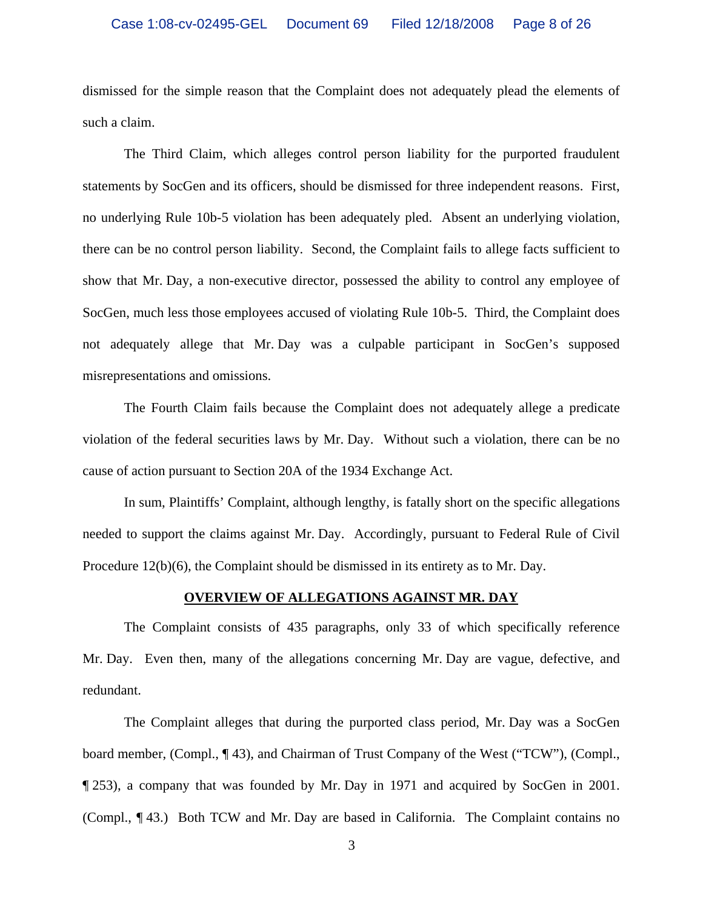dismissed for the simple reason that the Complaint does not adequately plead the elements of such a claim.

The Third Claim, which alleges control person liability for the purported fraudulent statements by SocGen and its officers, should be dismissed for three independent reasons. First, no underlying Rule 10b-5 violation has been adequately pled. Absent an underlying violation, there can be no control person liability. Second, the Complaint fails to allege facts sufficient to show that Mr. Day, a non-executive director, possessed the ability to control any employee of SocGen, much less those employees accused of violating Rule 10b-5. Third, the Complaint does not adequately allege that Mr. Day was a culpable participant in SocGen's supposed misrepresentations and omissions.

The Fourth Claim fails because the Complaint does not adequately allege a predicate violation of the federal securities laws by Mr. Day. Without such a violation, there can be no cause of action pursuant to Section 20A of the 1934 Exchange Act.

In sum, Plaintiffs' Complaint, although lengthy, is fatally short on the specific allegations needed to support the claims against Mr. Day. Accordingly, pursuant to Federal Rule of Civil Procedure 12(b)(6), the Complaint should be dismissed in its entirety as to Mr. Day.

## OVERVIEW OF ALLEGATIONS AGAINST MR. DAY

The Complaint consists of 435 paragraphs, only 33 of which specifically reference Mr. Day. Even then, many of the allegations concerning Mr. Day are vague, defective, and redundant.

The Complaint alleges that during the purported class period, Mr. Day was a SocGen board member, (Compl., ¶ 43), and Chairman of Trust Company of the West ("TCW"), (Compl., ¶ 253), a company that was founded by Mr. Day in 1971 and acquired by SocGen in 2001. (Compl., ¶ 43.) Both TCW and Mr. Day are based in California. The Complaint contains no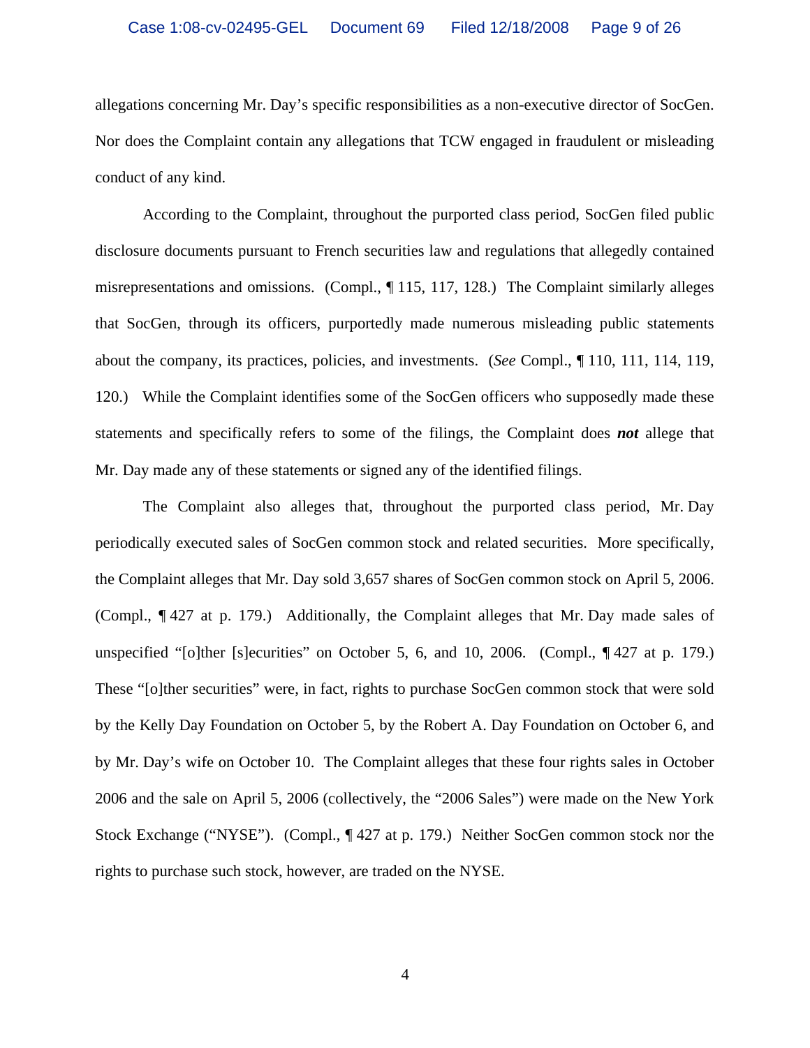allegations concerning Mr. Day's specific responsibilities as a non-executive director of SocGen. Nor does the Complaint contain any allegations that TCW engaged in fraudulent or misleading conduct of any kind.

According to the Complaint, throughout the purported class period, SocGen filed public disclosure documents pursuant to French securities law and regulations that allegedly contained misrepresentations and omissions. (Compl., ¶ 115, 117, 128.) The Complaint similarly alleges that SocGen, through its officers, purportedly made numerous misleading public statements about the company, its practices, policies, and investments. (*See* Compl., ¶ 110, 111, 114, 119, 120.) While the Complaint identifies some of the SocGen officers who supposedly made these statements and specifically refers to some of the filings, the Complaint does ***not*** allege that Mr. Day made any of these statements or signed any of the identified filings.

The Complaint also alleges that, throughout the purported class period, Mr. Day periodically executed sales of SocGen common stock and related securities. More specifically, the Complaint alleges that Mr. Day sold 3,657 shares of SocGen common stock on April 5, 2006. (Compl., ¶ 427 at p. 179.) Additionally, the Complaint alleges that Mr. Day made sales of unspecified "[o]ther [s]ecurities" on October 5, 6, and 10, 2006. (Compl., ¶ 427 at p. 179.) These "[o]ther securities" were, in fact, rights to purchase SocGen common stock that were sold by the Kelly Day Foundation on October 5, by the Robert A. Day Foundation on October 6, and by Mr. Day's wife on October 10. The Complaint alleges that these four rights sales in October 2006 and the sale on April 5, 2006 (collectively, the "2006 Sales") were made on the New York Stock Exchange ("NYSE"). (Compl., ¶ 427 at p. 179.) Neither SocGen common stock nor the rights to purchase such stock, however, are traded on the NYSE.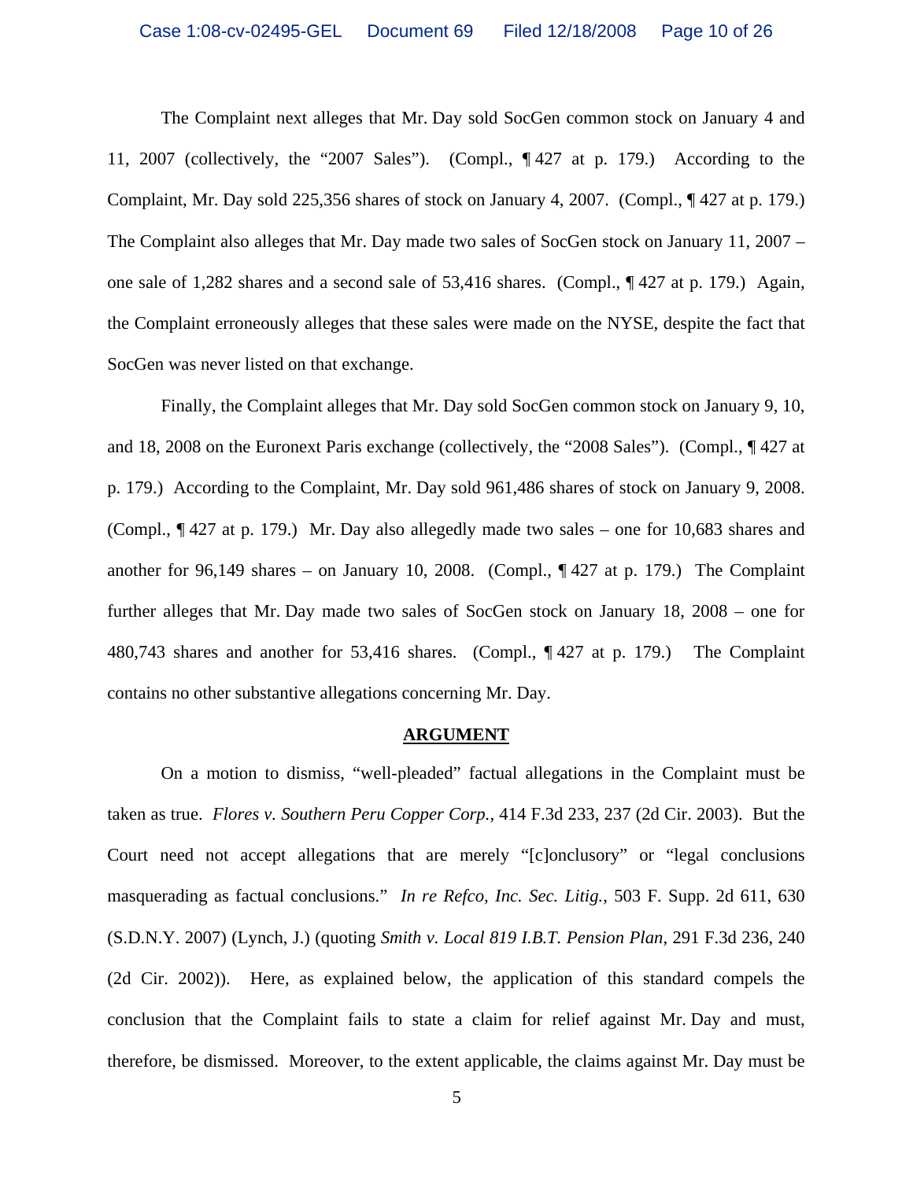The Complaint next alleges that Mr. Day sold SocGen common stock on January 4 and 11, 2007 (collectively, the "2007 Sales"). (Compl., ¶ 427 at p. 179.) According to the Complaint, Mr. Day sold 225,356 shares of stock on January 4, 2007. (Compl., ¶ 427 at p. 179.) The Complaint also alleges that Mr. Day made two sales of SocGen stock on January 11, 2007 – one sale of 1,282 shares and a second sale of 53,416 shares. (Compl., ¶ 427 at p. 179.) Again, the Complaint erroneously alleges that these sales were made on the NYSE, despite the fact that SocGen was never listed on that exchange.

Finally, the Complaint alleges that Mr. Day sold SocGen common stock on January 9, 10, and 18, 2008 on the Euronext Paris exchange (collectively, the "2008 Sales"). (Compl., ¶ 427 at p. 179.) According to the Complaint, Mr. Day sold 961,486 shares of stock on January 9, 2008. (Compl., ¶ 427 at p. 179.) Mr. Day also allegedly made two sales – one for 10,683 shares and another for 96,149 shares – on January 10, 2008. (Compl., ¶ 427 at p. 179.) The Complaint further alleges that Mr. Day made two sales of SocGen stock on January 18, 2008 – one for 480,743 shares and another for 53,416 shares. (Compl., ¶ 427 at p. 179.) The Complaint contains no other substantive allegations concerning Mr. Day.

## ARGUMENT

On a motion to dismiss, "well-pleaded" factual allegations in the Complaint must be taken as true. *Flores v. Southern Peru Copper Corp.*, 414 F.3d 233, 237 (2d Cir. 2003). But the Court need not accept allegations that are merely "[c]onclusory" or "legal conclusions masquerading as factual conclusions." *In re Refco, Inc. Sec. Litig.*, 503 F. Supp. 2d 611, 630 (S.D.N.Y. 2007) (Lynch, J.) (quoting *Smith v. Local 819 I.B.T. Pension Plan*, 291 F.3d 236, 240 (2d Cir. 2002)). Here, as explained below, the application of this standard compels the conclusion that the Complaint fails to state a claim for relief against Mr. Day and must, therefore, be dismissed. Moreover, to the extent applicable, the claims against Mr. Day must be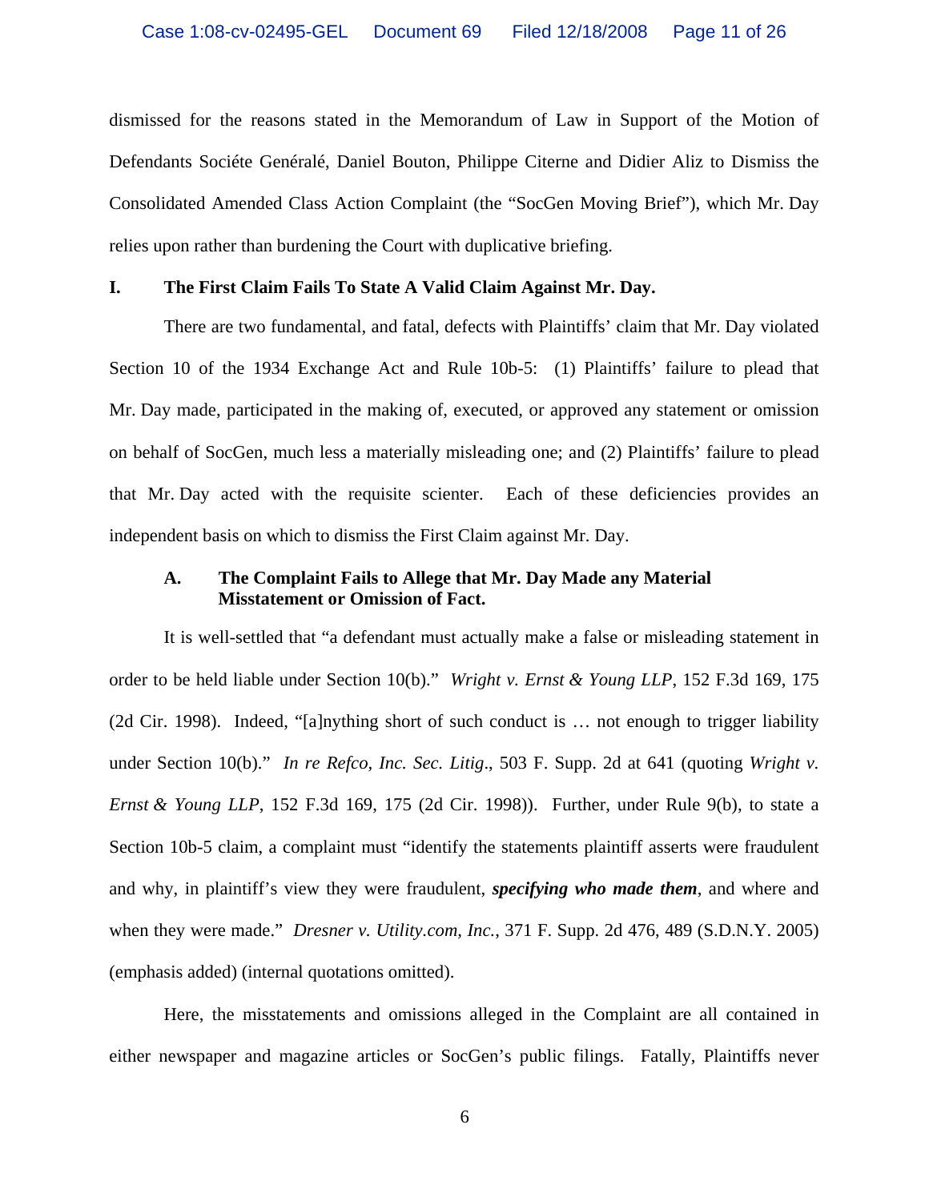dismissed for the reasons stated in the Memorandum of Law in Support of the Motion of Defendants Sociéte Genéralé, Daniel Bouton, Philippe Citerne and Didier Aliz to Dismiss the Consolidated Amended Class Action Complaint (the "SocGen Moving Brief"), which Mr. Day relies upon rather than burdening the Court with duplicative briefing.

## I. The First Claim Fails To State A Valid Claim Against Mr. Day.

There are two fundamental, and fatal, defects with Plaintiffs' claim that Mr. Day violated Section 10 of the 1934 Exchange Act and Rule 10b-5: (1) Plaintiffs' failure to plead that Mr. Day made, participated in the making of, executed, or approved any statement or omission on behalf of SocGen, much less a materially misleading one; and (2) Plaintiffs' failure to plead that Mr. Day acted with the requisite scienter. Each of these deficiencies provides an independent basis on which to dismiss the First Claim against Mr. Day.

### A. The Complaint Fails to Allege that Mr. Day Made any Material Misstatement or Omission of Fact.

It is well-settled that "a defendant must actually make a false or misleading statement in order to be held liable under Section 10(b)." *Wright v. Ernst & Young LLP*, 152 F.3d 169, 175 (2d Cir. 1998). Indeed, "[a]nything short of such conduct is … not enough to trigger liability under Section 10(b)." *In re Refco, Inc. Sec. Litig*., 503 F. Supp. 2d at 641 (quoting *Wright v. Ernst & Young LLP*, 152 F.3d 169, 175 (2d Cir. 1998)). Further, under Rule 9(b), to state a Section 10b-5 claim, a complaint must "identify the statements plaintiff asserts were fraudulent and why, in plaintiff's view they were fraudulent, ***specifying who made them***, and where and when they were made." *Dresner v. Utility.com, Inc.*, 371 F. Supp. 2d 476, 489 (S.D.N.Y. 2005) (emphasis added) (internal quotations omitted).

Here, the misstatements and omissions alleged in the Complaint are all contained in either newspaper and magazine articles or SocGen's public filings. Fatally, Plaintiffs never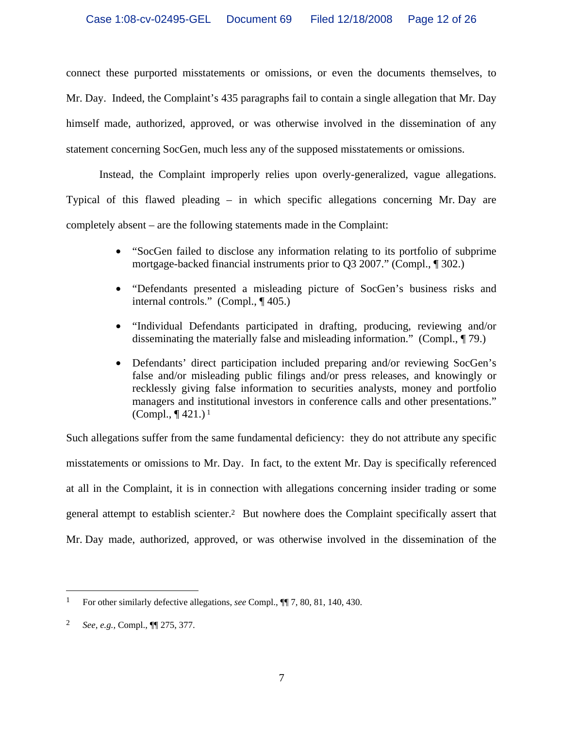connect these purported misstatements or omissions, or even the documents themselves, to Mr. Day. Indeed, the Complaint's 435 paragraphs fail to contain a single allegation that Mr. Day himself made, authorized, approved, or was otherwise involved in the dissemination of any statement concerning SocGen, much less any of the supposed misstatements or omissions.

Instead, the Complaint improperly relies upon overly-generalized, vague allegations. Typical of this flawed pleading – in which specific allegations concerning Mr. Day are completely absent – are the following statements made in the Complaint:

- "SocGen failed to disclose any information relating to its portfolio of subprime mortgage-backed financial instruments prior to Q3 2007." (Compl., ¶ 302.)
- "Defendants presented a misleading picture of SocGen's business risks and internal controls." (Compl., ¶ 405.)
- "Individual Defendants participated in drafting, producing, reviewing and/or disseminating the materially false and misleading information." (Compl., ¶ 79.)
- Defendants' direct participation included preparing and/or reviewing SocGen's false and/or misleading public filings and/or press releases, and knowingly or recklessly giving false information to securities analysts, money and portfolio managers and institutional investors in conference calls and other presentations." (Compl., ¶ 421.) [1]

Such allegations suffer from the same fundamental deficiency: they do not attribute any specific misstatements or omissions to Mr. Day. In fact, to the extent Mr. Day is specifically referenced at all in the Complaint, it is in connection with allegations concerning insider trading or some general attempt to establish scienter.[2] But nowhere does the Complaint specifically assert that Mr. Day made, authorized, approved, or was otherwise involved in the dissemination of the

---

[1] For other similarly defective allegations, *see* Compl., ¶¶ 7, 80, 81, 140, 430.

[2] *See, e.g.*, Compl., ¶¶ 275, 377.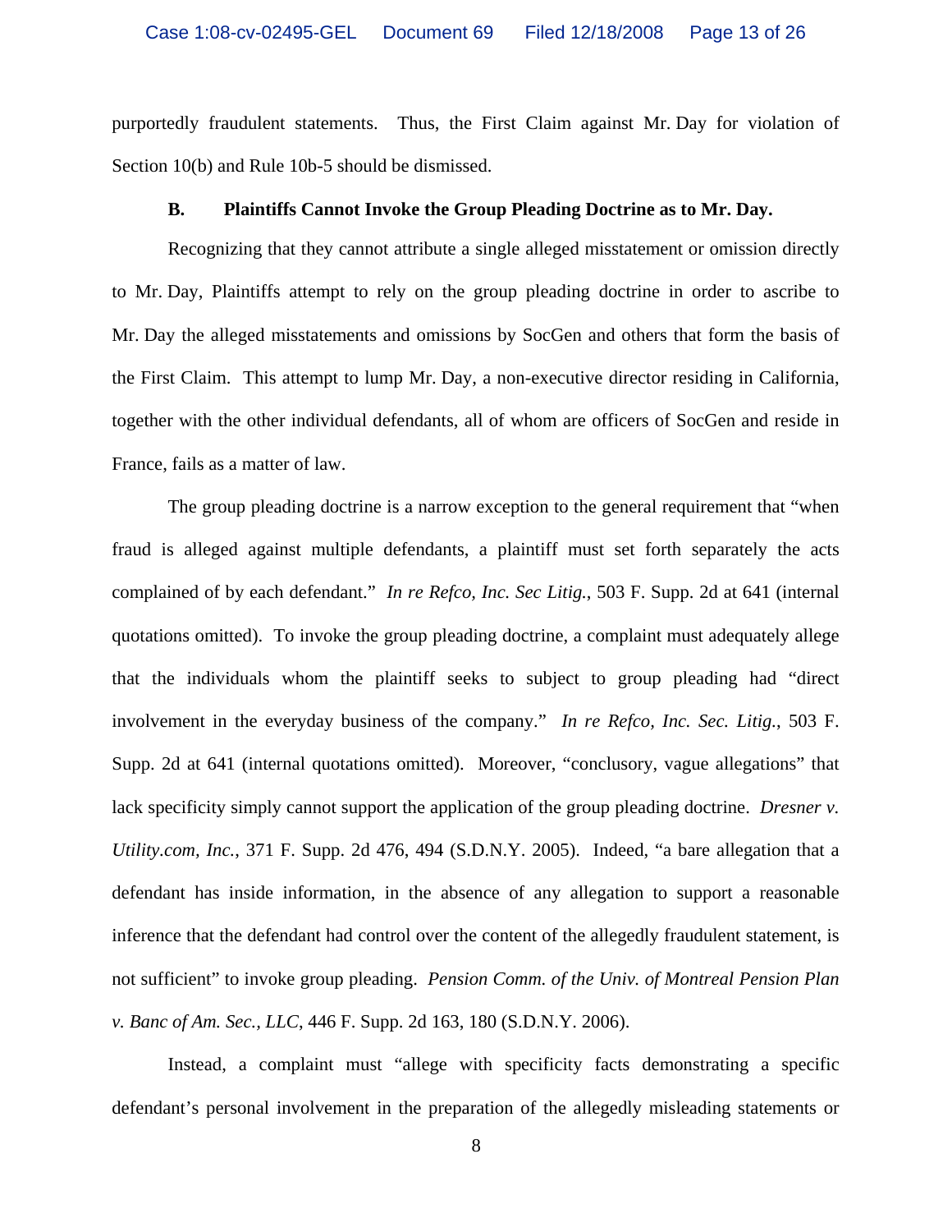purportedly fraudulent statements. Thus, the First Claim against Mr. Day for violation of Section 10(b) and Rule 10b-5 should be dismissed.

### B. Plaintiffs Cannot Invoke the Group Pleading Doctrine as to Mr. Day.

Recognizing that they cannot attribute a single alleged misstatement or omission directly to Mr. Day, Plaintiffs attempt to rely on the group pleading doctrine in order to ascribe to Mr. Day the alleged misstatements and omissions by SocGen and others that form the basis of the First Claim. This attempt to lump Mr. Day, a non-executive director residing in California, together with the other individual defendants, all of whom are officers of SocGen and reside in France, fails as a matter of law.

The group pleading doctrine is a narrow exception to the general requirement that "when fraud is alleged against multiple defendants, a plaintiff must set forth separately the acts complained of by each defendant." *In re Refco, Inc. Sec Litig.*, 503 F. Supp. 2d at 641 (internal quotations omitted). To invoke the group pleading doctrine, a complaint must adequately allege that the individuals whom the plaintiff seeks to subject to group pleading had "direct involvement in the everyday business of the company." *In re Refco, Inc. Sec. Litig.*, 503 F. Supp. 2d at 641 (internal quotations omitted). Moreover, "conclusory, vague allegations" that lack specificity simply cannot support the application of the group pleading doctrine. *Dresner v. Utility.com, Inc.*, 371 F. Supp. 2d 476, 494 (S.D.N.Y. 2005). Indeed, "a bare allegation that a defendant has inside information, in the absence of any allegation to support a reasonable inference that the defendant had control over the content of the allegedly fraudulent statement, is not sufficient" to invoke group pleading. *Pension Comm. of the Univ. of Montreal Pension Plan v. Banc of Am. Sec., LLC*, 446 F. Supp. 2d 163, 180 (S.D.N.Y. 2006).

Instead, a complaint must "allege with specificity facts demonstrating a specific defendant's personal involvement in the preparation of the allegedly misleading statements or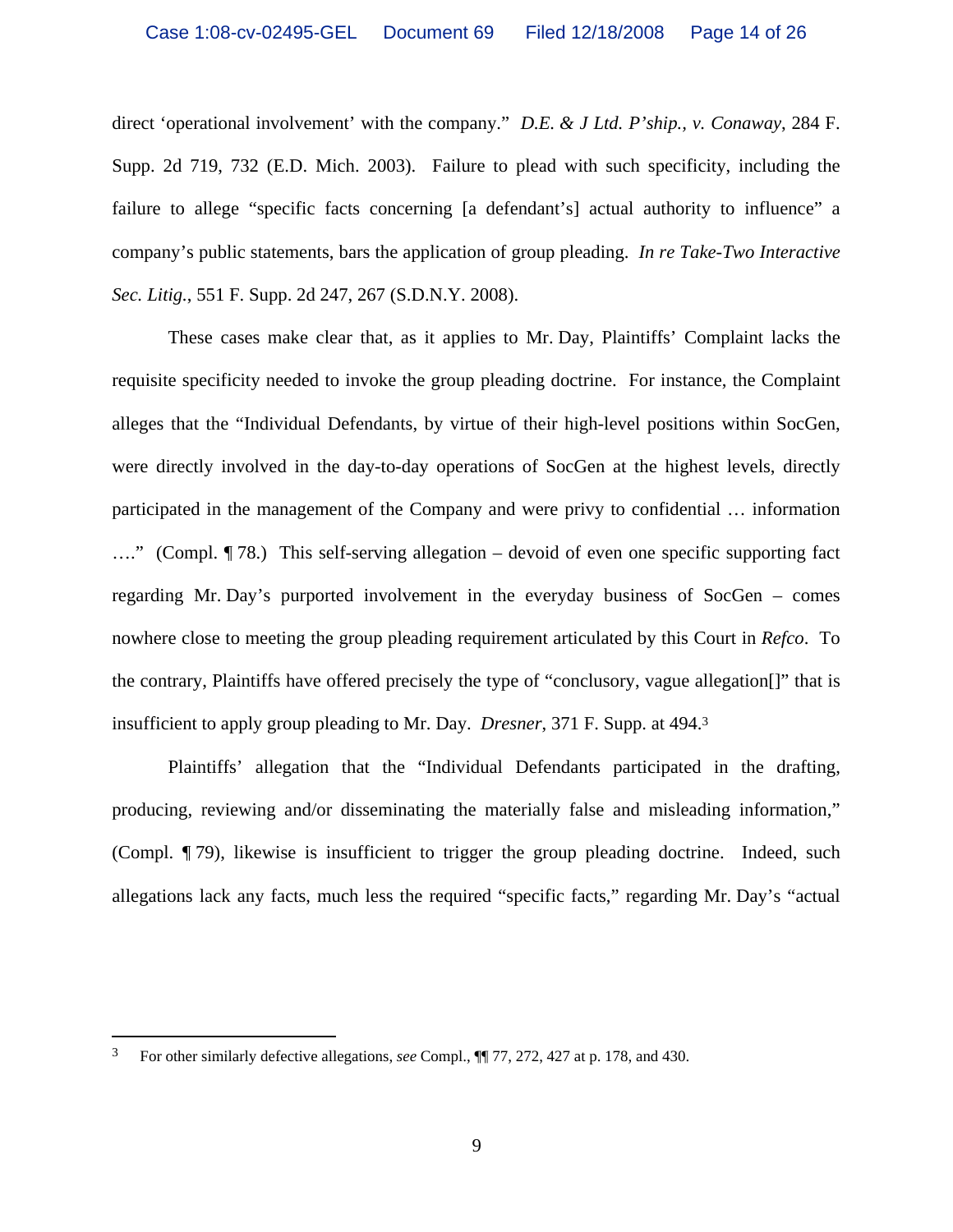direct 'operational involvement' with the company." *D.E. & J Ltd. P'ship., v. Conaway*, 284 F. Supp. 2d 719, 732 (E.D. Mich. 2003). Failure to plead with such specificity, including the failure to allege "specific facts concerning [a defendant's] actual authority to influence" a company's public statements, bars the application of group pleading. *In re Take-Two Interactive Sec. Litig.*, 551 F. Supp. 2d 247, 267 (S.D.N.Y. 2008).

These cases make clear that, as it applies to Mr. Day, Plaintiffs' Complaint lacks the requisite specificity needed to invoke the group pleading doctrine. For instance, the Complaint alleges that the "Individual Defendants, by virtue of their high-level positions within SocGen, were directly involved in the day-to-day operations of SocGen at the highest levels, directly participated in the management of the Company and were privy to confidential … information …." (Compl. ¶ 78.) This self-serving allegation – devoid of even one specific supporting fact regarding Mr. Day's purported involvement in the everyday business of SocGen – comes nowhere close to meeting the group pleading requirement articulated by this Court in *Refco*. To the contrary, Plaintiffs have offered precisely the type of "conclusory, vague allegation[]" that is insufficient to apply group pleading to Mr. Day. *Dresner*, 371 F. Supp. at 494.[3]

Plaintiffs' allegation that the "Individual Defendants participated in the drafting, producing, reviewing and/or disseminating the materially false and misleading information," (Compl. ¶ 79), likewise is insufficient to trigger the group pleading doctrine. Indeed, such allegations lack any facts, much less the required "specific facts," regarding Mr. Day's "actual

---

[3] For other similarly defective allegations, *see* Compl., ¶¶ 77, 272, 427 at p. 178, and 430.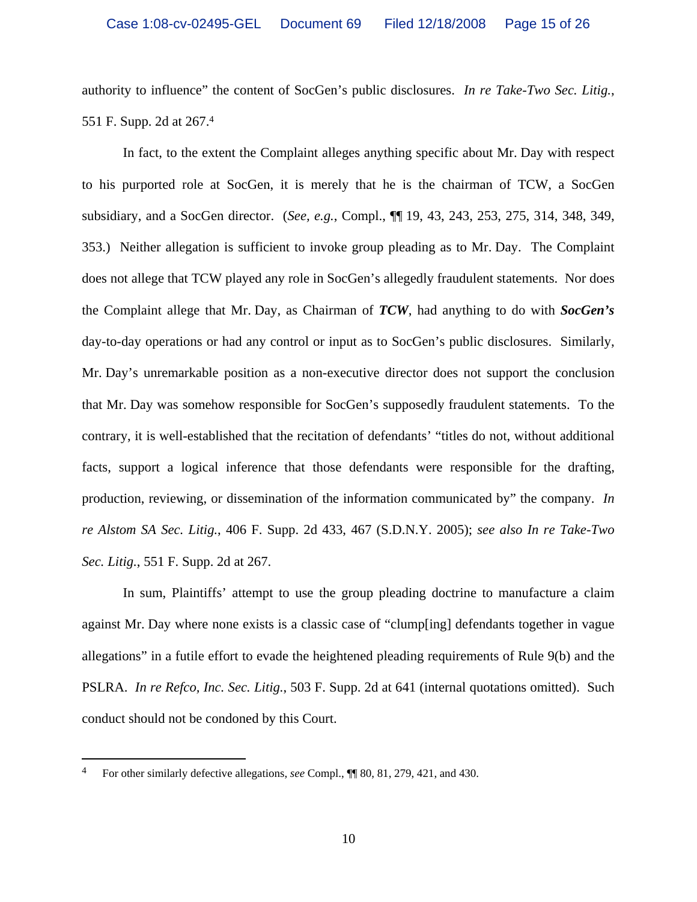authority to influence" the content of SocGen's public disclosures. *In re Take-Two Sec. Litig.*, 551 F. Supp. 2d at 267.[4]

In fact, to the extent the Complaint alleges anything specific about Mr. Day with respect to his purported role at SocGen, it is merely that he is the chairman of TCW, a SocGen subsidiary, and a SocGen director. (*See, e.g.*, Compl., ¶¶ 19, 43, 243, 253, 275, 314, 348, 349, 353.) Neither allegation is sufficient to invoke group pleading as to Mr. Day. The Complaint does not allege that TCW played any role in SocGen's allegedly fraudulent statements. Nor does the Complaint allege that Mr. Day, as Chairman of ***TCW***, had anything to do with ***SocGen's*** day-to-day operations or had any control or input as to SocGen's public disclosures. Similarly, Mr. Day's unremarkable position as a non-executive director does not support the conclusion that Mr. Day was somehow responsible for SocGen's supposedly fraudulent statements. To the contrary, it is well-established that the recitation of defendants' "titles do not, without additional facts, support a logical inference that those defendants were responsible for the drafting, production, reviewing, or dissemination of the information communicated by" the company. *In re Alstom SA Sec. Litig.*, 406 F. Supp. 2d 433, 467 (S.D.N.Y. 2005); *see also In re Take-Two Sec. Litig.*, 551 F. Supp. 2d at 267.

In sum, Plaintiffs' attempt to use the group pleading doctrine to manufacture a claim against Mr. Day where none exists is a classic case of "clump[ing] defendants together in vague allegations" in a futile effort to evade the heightened pleading requirements of Rule 9(b) and the PSLRA. *In re Refco, Inc. Sec. Litig.*, 503 F. Supp. 2d at 641 (internal quotations omitted). Such conduct should not be condoned by this Court.

---

[4] For other similarly defective allegations, *see* Compl., ¶¶ 80, 81, 279, 421, and 430.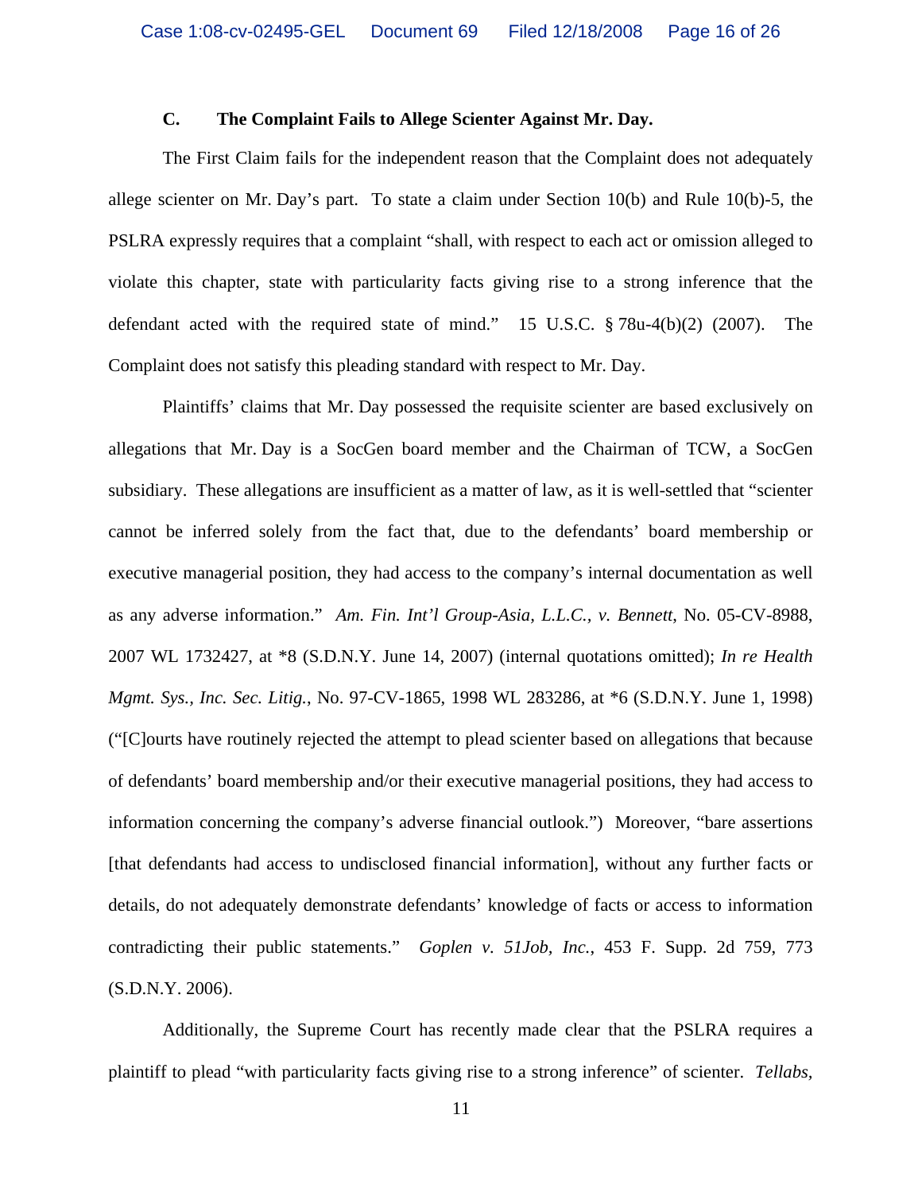### C. The Complaint Fails to Allege Scienter Against Mr. Day.

The First Claim fails for the independent reason that the Complaint does not adequately allege scienter on Mr. Day's part. To state a claim under Section 10(b) and Rule 10(b)-5, the PSLRA expressly requires that a complaint "shall, with respect to each act or omission alleged to violate this chapter, state with particularity facts giving rise to a strong inference that the defendant acted with the required state of mind." 15 U.S.C. § 78u-4(b)(2) (2007). The Complaint does not satisfy this pleading standard with respect to Mr. Day.

Plaintiffs' claims that Mr. Day possessed the requisite scienter are based exclusively on allegations that Mr. Day is a SocGen board member and the Chairman of TCW, a SocGen subsidiary. These allegations are insufficient as a matter of law, as it is well-settled that "scienter cannot be inferred solely from the fact that, due to the defendants' board membership or executive managerial position, they had access to the company's internal documentation as well as any adverse information." *Am. Fin. Int'l Group-Asia, L.L.C., v. Bennett*, No. 05-CV-8988, 2007 WL 1732427, at *8 (S.D.N.Y. June 14, 2007) (internal quotations omitted); *In re Health Mgmt. Sys., Inc. Sec. Litig.*, No. 97-CV-1865, 1998 WL 283286, at *6 (S.D.N.Y. June 1, 1998) ("[C]ourts have routinely rejected the attempt to plead scienter based on allegations that because of defendants' board membership and/or their executive managerial positions, they had access to information concerning the company's adverse financial outlook.") Moreover, "bare assertions [that defendants had access to undisclosed financial information], without any further facts or details, do not adequately demonstrate defendants' knowledge of facts or access to information contradicting their public statements." *Goplen v. 51Job, Inc.*, 453 F. Supp. 2d 759, 773 (S.D.N.Y. 2006).

Additionally, the Supreme Court has recently made clear that the PSLRA requires a plaintiff to plead "with particularity facts giving rise to a strong inference" of scienter. *Tellabs,*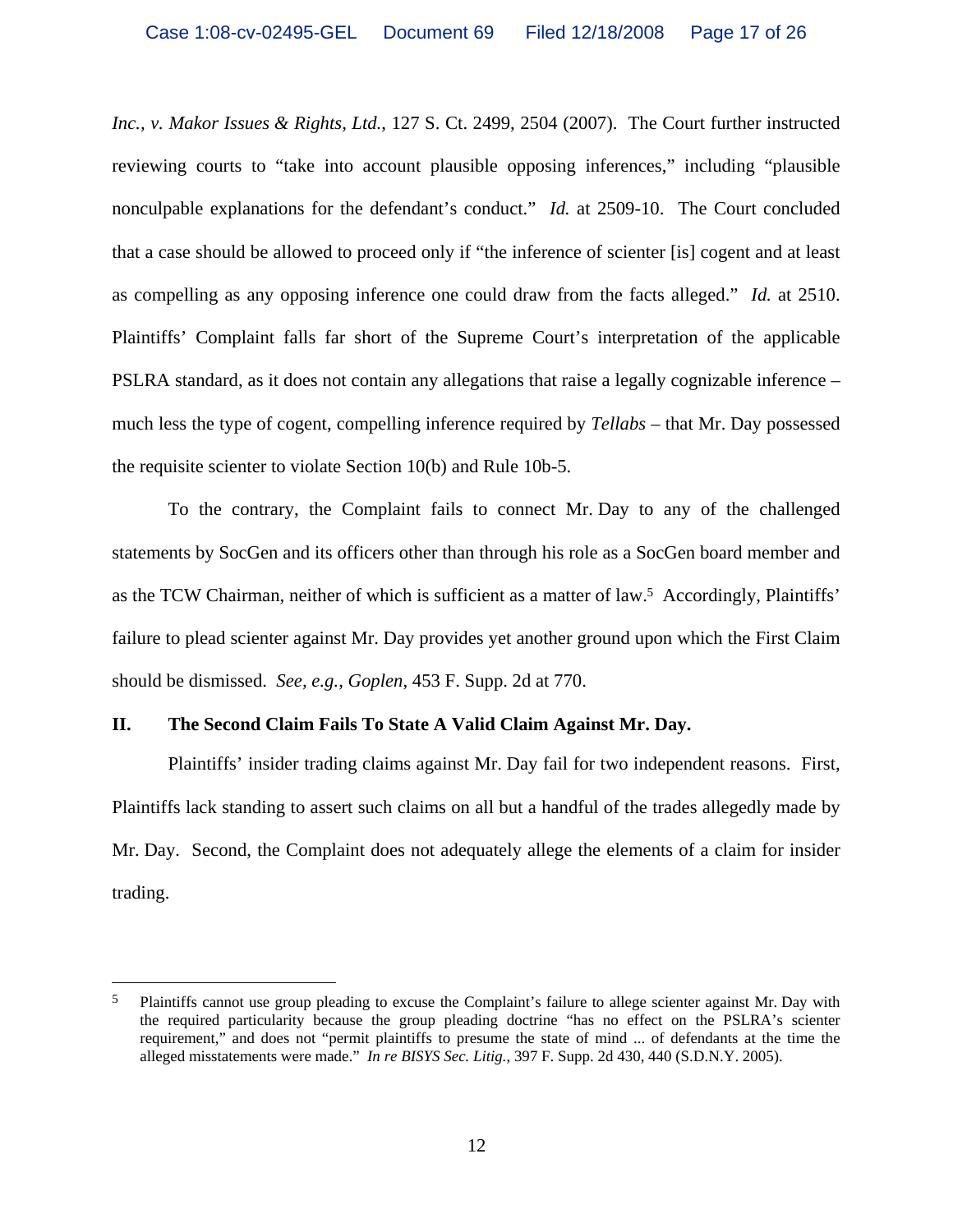*Inc., v. Makor Issues & Rights, Ltd.*, 127 S. Ct. 2499, 2504 (2007). The Court further instructed reviewing courts to "take into account plausible opposing inferences," including "plausible nonculpable explanations for the defendant's conduct." *Id.* at 2509-10. The Court concluded that a case should be allowed to proceed only if "the inference of scienter [is] cogent and at least as compelling as any opposing inference one could draw from the facts alleged." *Id.* at 2510. Plaintiffs' Complaint falls far short of the Supreme Court's interpretation of the applicable PSLRA standard, as it does not contain any allegations that raise a legally cognizable inference – much less the type of cogent, compelling inference required by *Tellabs* – that Mr. Day possessed the requisite scienter to violate Section 10(b) and Rule 10b-5.

To the contrary, the Complaint fails to connect Mr. Day to any of the challenged statements by SocGen and its officers other than through his role as a SocGen board member and as the TCW Chairman, neither of which is sufficient as a matter of law.[5] Accordingly, Plaintiffs' failure to plead scienter against Mr. Day provides yet another ground upon which the First Claim should be dismissed. *See, e.g.*, *Goplen*, 453 F. Supp. 2d at 770.

## II. The Second Claim Fails To State A Valid Claim Against Mr. Day.

Plaintiffs' insider trading claims against Mr. Day fail for two independent reasons. First, Plaintiffs lack standing to assert such claims on all but a handful of the trades allegedly made by Mr. Day. Second, the Complaint does not adequately allege the elements of a claim for insider trading.

---

[5] Plaintiffs cannot use group pleading to excuse the Complaint's failure to allege scienter against Mr. Day with the required particularity because the group pleading doctrine "has no effect on the PSLRA's scienter requirement," and does not "permit plaintiffs to presume the state of mind ... of defendants at the time the alleged misstatements were made." *In re BISYS Sec. Litig.*, 397 F. Supp. 2d 430, 440 (S.D.N.Y. 2005).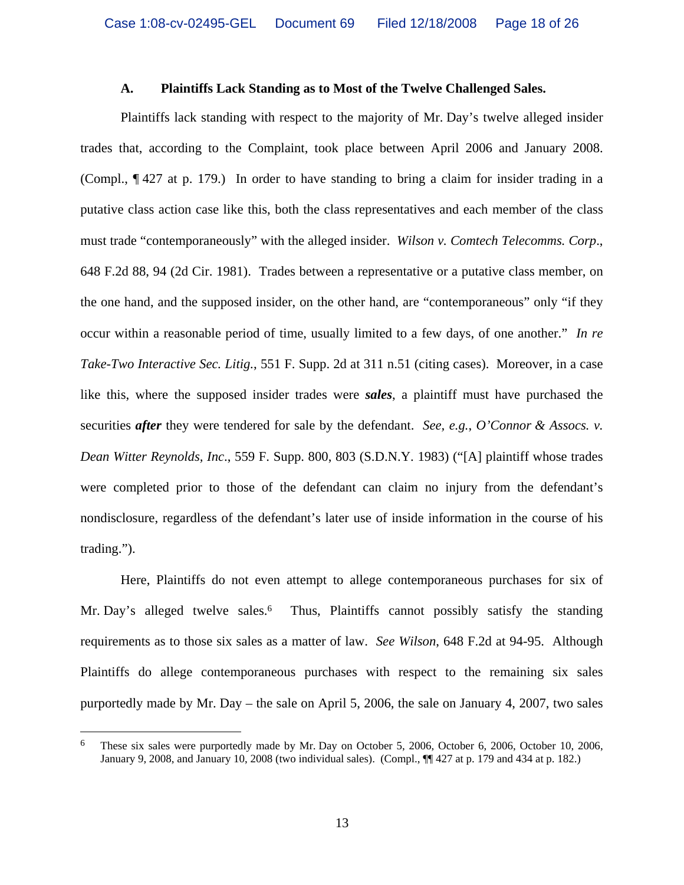### A. Plaintiffs Lack Standing as to Most of the Twelve Challenged Sales.

Plaintiffs lack standing with respect to the majority of Mr. Day's twelve alleged insider trades that, according to the Complaint, took place between April 2006 and January 2008. (Compl., ¶ 427 at p. 179.) In order to have standing to bring a claim for insider trading in a putative class action case like this, both the class representatives and each member of the class must trade "contemporaneously" with the alleged insider. *Wilson v. Comtech Telecomms. Corp*., 648 F.2d 88, 94 (2d Cir. 1981). Trades between a representative or a putative class member, on the one hand, and the supposed insider, on the other hand, are "contemporaneous" only "if they occur within a reasonable period of time, usually limited to a few days, of one another." *In re Take-Two Interactive Sec. Litig.*, 551 F. Supp. 2d at 311 n.51 (citing cases). Moreover, in a case like this, where the supposed insider trades were ***sales***, a plaintiff must have purchased the securities ***after*** they were tendered for sale by the defendant. *See, e.g., O'Connor & Assocs. v. Dean Witter Reynolds, Inc*., 559 F. Supp. 800, 803 (S.D.N.Y. 1983) ("[A] plaintiff whose trades were completed prior to those of the defendant can claim no injury from the defendant's nondisclosure, regardless of the defendant's later use of inside information in the course of his trading.").

Here, Plaintiffs do not even attempt to allege contemporaneous purchases for six of Mr. Day's alleged twelve sales.[6] Thus, Plaintiffs cannot possibly satisfy the standing requirements as to those six sales as a matter of law. *See Wilson*, 648 F.2d at 94-95. Although Plaintiffs do allege contemporaneous purchases with respect to the remaining six sales purportedly made by Mr. Day – the sale on April 5, 2006, the sale on January 4, 2007, two sales

---

[6] These six sales were purportedly made by Mr. Day on October 5, 2006, October 6, 2006, October 10, 2006, January 9, 2008, and January 10, 2008 (two individual sales). (Compl., ¶¶ 427 at p. 179 and 434 at p. 182.)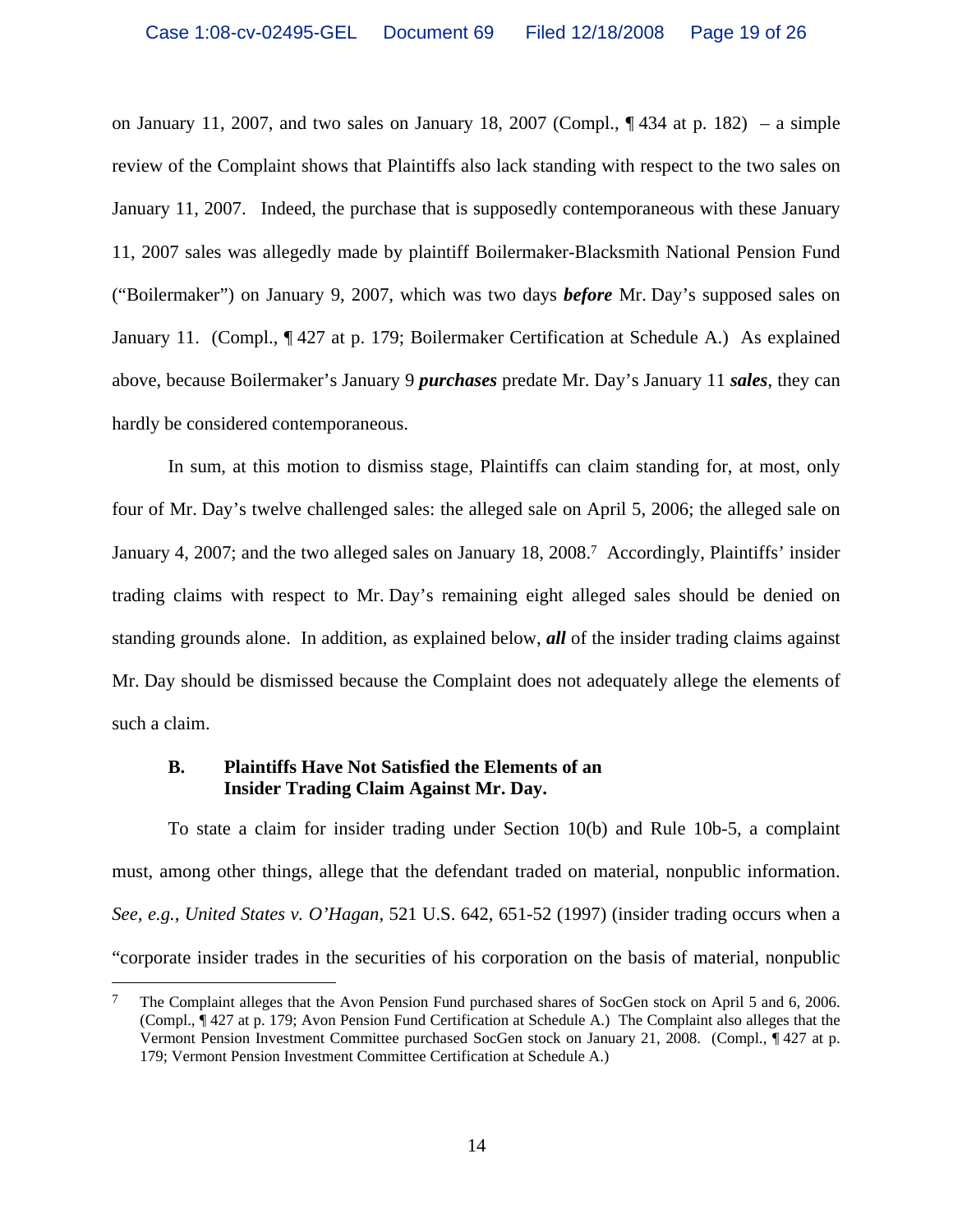on January 11, 2007, and two sales on January 18, 2007 (Compl., ¶ 434 at p. 182) – a simple review of the Complaint shows that Plaintiffs also lack standing with respect to the two sales on January 11, 2007. Indeed, the purchase that is supposedly contemporaneous with these January 11, 2007 sales was allegedly made by plaintiff Boilermaker-Blacksmith National Pension Fund ("Boilermaker") on January 9, 2007, which was two days ***before*** Mr. Day's supposed sales on January 11. (Compl., ¶ 427 at p. 179; Boilermaker Certification at Schedule A.) As explained above, because Boilermaker's January 9 ***purchases*** predate Mr. Day's January 11 ***sales***, they can hardly be considered contemporaneous.

In sum, at this motion to dismiss stage, Plaintiffs can claim standing for, at most, only four of Mr. Day's twelve challenged sales: the alleged sale on April 5, 2006; the alleged sale on January 4, 2007; and the two alleged sales on January 18, 2008.[7] Accordingly, Plaintiffs' insider trading claims with respect to Mr. Day's remaining eight alleged sales should be denied on standing grounds alone. In addition, as explained below, ***all*** of the insider trading claims against Mr. Day should be dismissed because the Complaint does not adequately allege the elements of such a claim.

### B. Plaintiffs Have Not Satisfied the Elements of an Insider Trading Claim Against Mr. Day.

To state a claim for insider trading under Section 10(b) and Rule 10b-5, a complaint must, among other things, allege that the defendant traded on material, nonpublic information. *See, e.g.*, *United States v. O'Hagan*, 521 U.S. 642, 651-52 (1997) (insider trading occurs when a "corporate insider trades in the securities of his corporation on the basis of material, nonpublic

---

[7] The Complaint alleges that the Avon Pension Fund purchased shares of SocGen stock on April 5 and 6, 2006. (Compl., ¶ 427 at p. 179; Avon Pension Fund Certification at Schedule A.) The Complaint also alleges that the Vermont Pension Investment Committee purchased SocGen stock on January 21, 2008. (Compl., ¶ 427 at p. 179; Vermont Pension Investment Committee Certification at Schedule A.)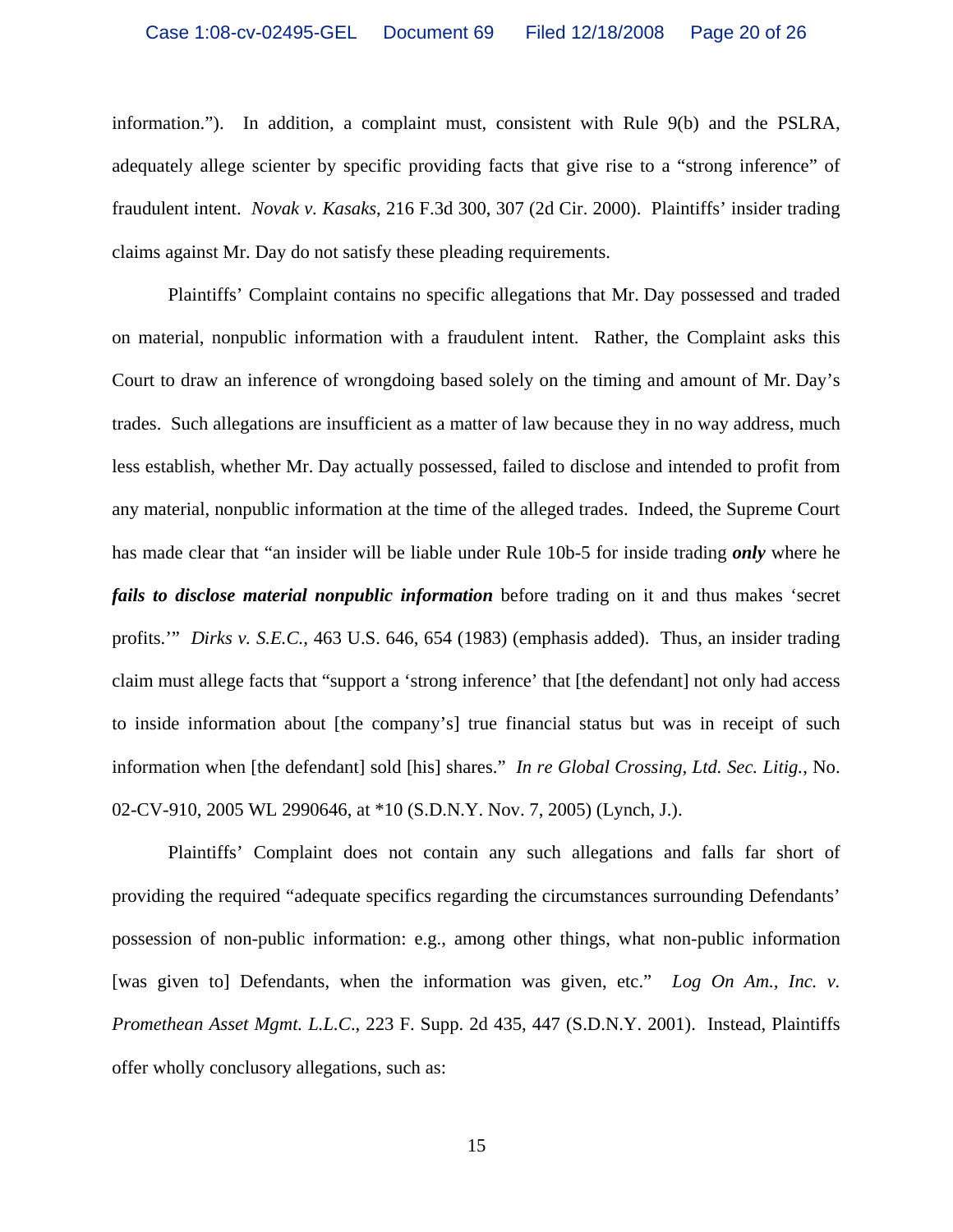information."). In addition, a complaint must, consistent with Rule 9(b) and the PSLRA, adequately allege scienter by specific providing facts that give rise to a "strong inference" of fraudulent intent. *Novak v. Kasaks*, 216 F.3d 300, 307 (2d Cir. 2000). Plaintiffs' insider trading claims against Mr. Day do not satisfy these pleading requirements.

Plaintiffs' Complaint contains no specific allegations that Mr. Day possessed and traded on material, nonpublic information with a fraudulent intent. Rather, the Complaint asks this Court to draw an inference of wrongdoing based solely on the timing and amount of Mr. Day's trades. Such allegations are insufficient as a matter of law because they in no way address, much less establish, whether Mr. Day actually possessed, failed to disclose and intended to profit from any material, nonpublic information at the time of the alleged trades. Indeed, the Supreme Court has made clear that "an insider will be liable under Rule 10b-5 for inside trading ***only*** where he ***fails to disclose material nonpublic information*** before trading on it and thus makes 'secret profits.'" *Dirks v. S.E.C.*, 463 U.S. 646, 654 (1983) (emphasis added). Thus, an insider trading claim must allege facts that "support a 'strong inference' that [the defendant] not only had access to inside information about [the company's] true financial status but was in receipt of such information when [the defendant] sold [his] shares." *In re Global Crossing, Ltd. Sec. Litig.*, No. 02-CV-910, 2005 WL 2990646, at *10 (S.D.N.Y. Nov. 7, 2005) (Lynch, J.).

Plaintiffs' Complaint does not contain any such allegations and falls far short of providing the required "adequate specifics regarding the circumstances surrounding Defendants' possession of non-public information: e.g., among other things, what non-public information [was given to] Defendants, when the information was given, etc." *Log On Am., Inc. v. Promethean Asset Mgmt. L.L.C.*, 223 F. Supp. 2d 435, 447 (S.D.N.Y. 2001). Instead, Plaintiffs offer wholly conclusory allegations, such as: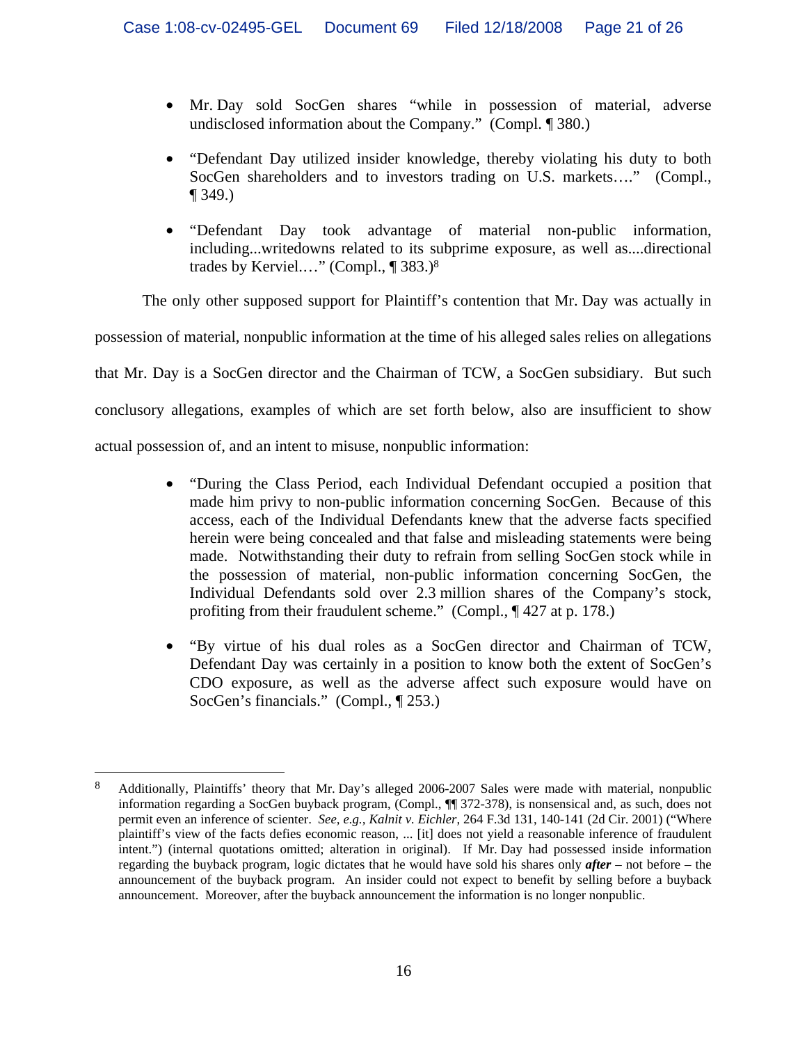- Mr. Day sold SocGen shares "while in possession of material, adverse undisclosed information about the Company." (Compl. ¶ 380.)
- "Defendant Day utilized insider knowledge, thereby violating his duty to both SocGen shareholders and to investors trading on U.S. markets…." (Compl., ¶ 349.)
- "Defendant Day took advantage of material non-public information, including...writedowns related to its subprime exposure, as well as....directional trades by Kerviel.…" (Compl., ¶ 383.)[8]

The only other supposed support for Plaintiff's contention that Mr. Day was actually in possession of material, nonpublic information at the time of his alleged sales relies on allegations that Mr. Day is a SocGen director and the Chairman of TCW, a SocGen subsidiary. But such conclusory allegations, examples of which are set forth below, also are insufficient to show actual possession of, and an intent to misuse, nonpublic information:

- "During the Class Period, each Individual Defendant occupied a position that made him privy to non-public information concerning SocGen. Because of this access, each of the Individual Defendants knew that the adverse facts specified herein were being concealed and that false and misleading statements were being made. Notwithstanding their duty to refrain from selling SocGen stock while in the possession of material, non-public information concerning SocGen, the Individual Defendants sold over 2.3 million shares of the Company's stock, profiting from their fraudulent scheme." (Compl., ¶ 427 at p. 178.)
- "By virtue of his dual roles as a SocGen director and Chairman of TCW, Defendant Day was certainly in a position to know both the extent of SocGen's CDO exposure, as well as the adverse affect such exposure would have on SocGen's financials." (Compl., ¶ 253.)

---

[8] Additionally, Plaintiffs' theory that Mr. Day's alleged 2006-2007 Sales were made with material, nonpublic information regarding a SocGen buyback program, (Compl., ¶¶ 372-378), is nonsensical and, as such, does not permit even an inference of scienter. *See, e.g., Kalnit v. Eichler*, 264 F.3d 131, 140-141 (2d Cir. 2001) ("Where plaintiff's view of the facts defies economic reason, ... [it] does not yield a reasonable inference of fraudulent intent.") (internal quotations omitted; alteration in original). If Mr. Day had possessed inside information regarding the buyback program, logic dictates that he would have sold his shares only ***after*** – not before – the announcement of the buyback program. An insider could not expect to benefit by selling before a buyback announcement. Moreover, after the buyback announcement the information is no longer nonpublic.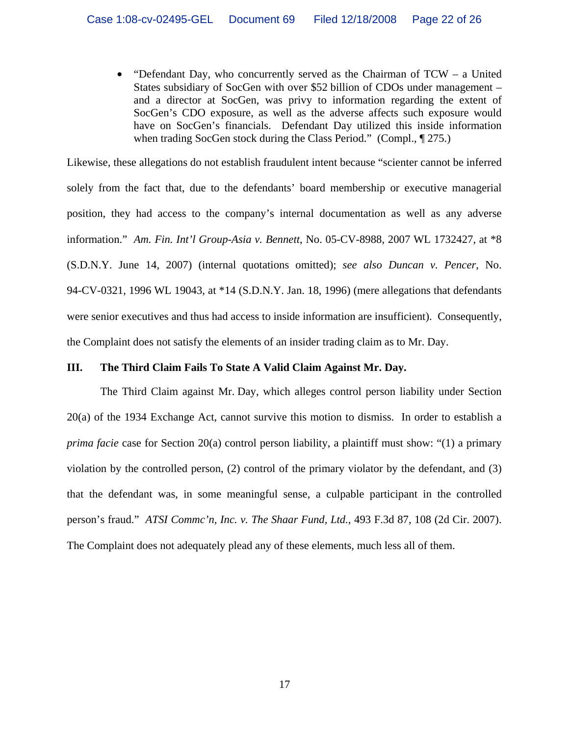- "Defendant Day, who concurrently served as the Chairman of TCW – a United States subsidiary of SocGen with over $52 billion of CDOs under management – and a director at SocGen, was privy to information regarding the extent of SocGen's CDO exposure, as well as the adverse affects such exposure would have on SocGen's financials. Defendant Day utilized this inside information when trading SocGen stock during the Class Period." (Compl., ¶ 275.)

Likewise, these allegations do not establish fraudulent intent because "scienter cannot be inferred solely from the fact that, due to the defendants' board membership or executive managerial position, they had access to the company's internal documentation as well as any adverse information." *Am. Fin. Int'l Group-Asia v. Bennett*, No. 05-CV-8988, 2007 WL 1732427, at *8 (S.D.N.Y. June 14, 2007) (internal quotations omitted); *see also Duncan v. Pencer*, No. 94-CV-0321, 1996 WL 19043, at *14 (S.D.N.Y. Jan. 18, 1996) (mere allegations that defendants were senior executives and thus had access to inside information are insufficient). Consequently, the Complaint does not satisfy the elements of an insider trading claim as to Mr. Day.

## III. The Third Claim Fails To State A Valid Claim Against Mr. Day.

The Third Claim against Mr. Day, which alleges control person liability under Section 20(a) of the 1934 Exchange Act, cannot survive this motion to dismiss. In order to establish a *prima facie* case for Section 20(a) control person liability, a plaintiff must show: "(1) a primary violation by the controlled person, (2) control of the primary violator by the defendant, and (3) that the defendant was, in some meaningful sense, a culpable participant in the controlled person's fraud." *ATSI Commc'n, Inc. v. The Shaar Fund, Ltd.*, 493 F.3d 87, 108 (2d Cir. 2007). The Complaint does not adequately plead any of these elements, much less all of them.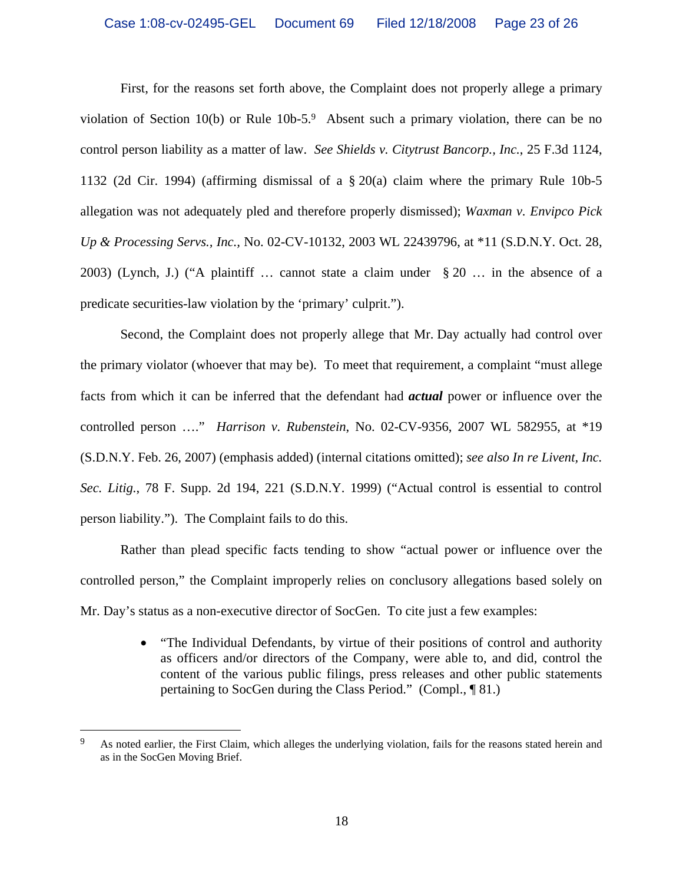First, for the reasons set forth above, the Complaint does not properly allege a primary violation of Section 10(b) or Rule 10b-5.[9] Absent such a primary violation, there can be no control person liability as a matter of law. *See Shields v. Citytrust Bancorp., Inc.*, 25 F.3d 1124, 1132 (2d Cir. 1994) (affirming dismissal of a § 20(a) claim where the primary Rule 10b-5 allegation was not adequately pled and therefore properly dismissed); *Waxman v. Envipco Pick Up & Processing Servs., Inc.*, No. 02-CV-10132, 2003 WL 22439796, at *11 (S.D.N.Y. Oct. 28, 2003) (Lynch, J.) ("A plaintiff … cannot state a claim under § 20 … in the absence of a predicate securities-law violation by the 'primary' culprit.").

Second, the Complaint does not properly allege that Mr. Day actually had control over the primary violator (whoever that may be). To meet that requirement, a complaint "must allege facts from which it can be inferred that the defendant had ***actual*** power or influence over the controlled person …." *Harrison v. Rubenstein*, No. 02-CV-9356, 2007 WL 582955, at *19 (S.D.N.Y. Feb. 26, 2007) (emphasis added) (internal citations omitted); *see also In re Livent, Inc. Sec. Litig.*, 78 F. Supp. 2d 194, 221 (S.D.N.Y. 1999) ("Actual control is essential to control person liability."). The Complaint fails to do this.

Rather than plead specific facts tending to show "actual power or influence over the controlled person," the Complaint improperly relies on conclusory allegations based solely on Mr. Day's status as a non-executive director of SocGen. To cite just a few examples:

- "The Individual Defendants, by virtue of their positions of control and authority as officers and/or directors of the Company, were able to, and did, control the content of the various public filings, press releases and other public statements pertaining to SocGen during the Class Period." (Compl., ¶ 81.)

---

[9] As noted earlier, the First Claim, which alleges the underlying violation, fails for the reasons stated herein and as in the SocGen Moving Brief.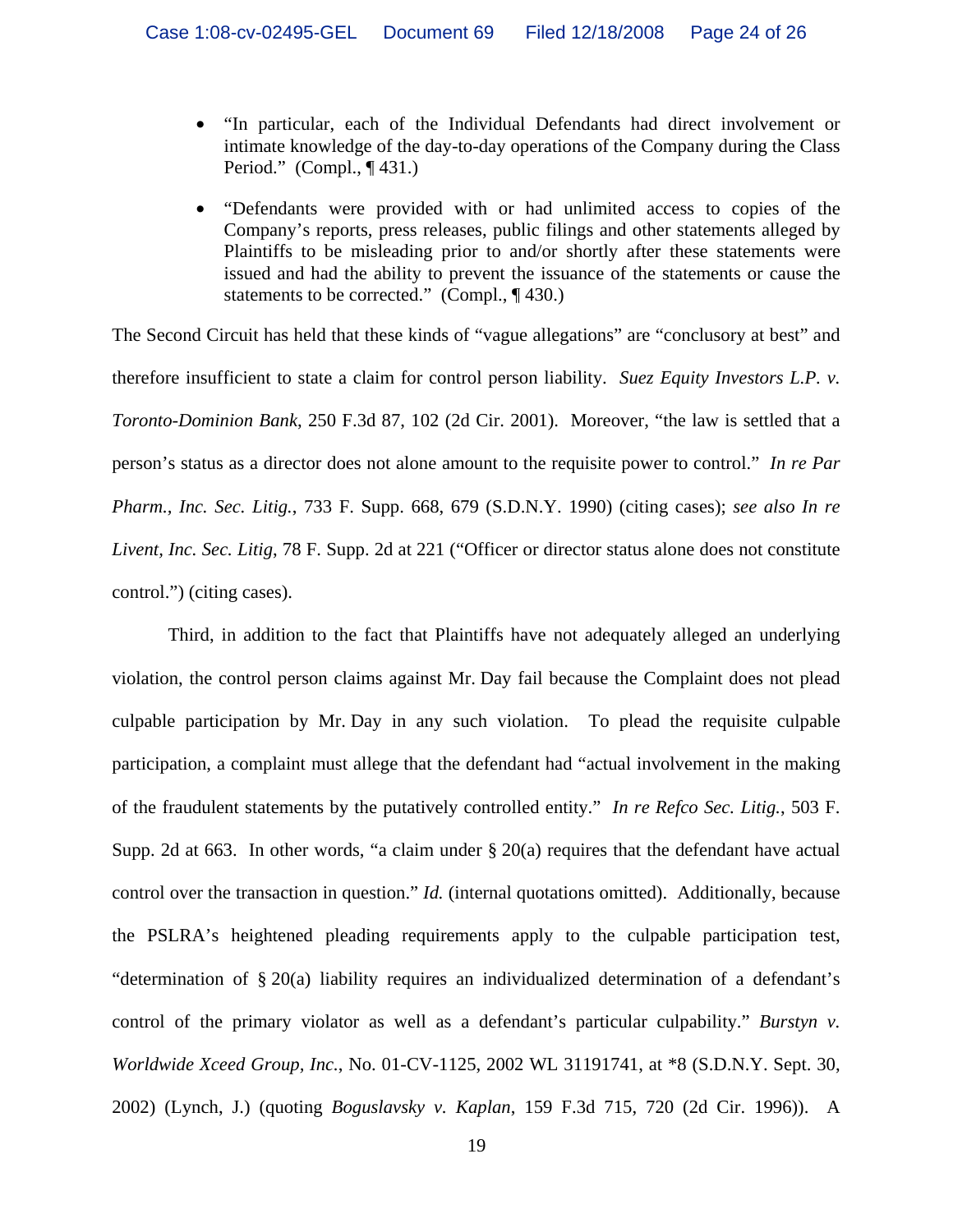- "In particular, each of the Individual Defendants had direct involvement or intimate knowledge of the day-to-day operations of the Company during the Class Period." (Compl., ¶ 431.)
- "Defendants were provided with or had unlimited access to copies of the Company's reports, press releases, public filings and other statements alleged by Plaintiffs to be misleading prior to and/or shortly after these statements were issued and had the ability to prevent the issuance of the statements or cause the statements to be corrected." (Compl., ¶ 430.)

The Second Circuit has held that these kinds of "vague allegations" are "conclusory at best" and therefore insufficient to state a claim for control person liability. *Suez Equity Investors L.P. v. Toronto-Dominion Bank*, 250 F.3d 87, 102 (2d Cir. 2001). Moreover, "the law is settled that a person's status as a director does not alone amount to the requisite power to control." *In re Par Pharm., Inc. Sec. Litig.*, 733 F. Supp. 668, 679 (S.D.N.Y. 1990) (citing cases); *see also In re Livent, Inc. Sec. Litig*, 78 F. Supp. 2d at 221 ("Officer or director status alone does not constitute control.") (citing cases).

Third, in addition to the fact that Plaintiffs have not adequately alleged an underlying violation, the control person claims against Mr. Day fail because the Complaint does not plead culpable participation by Mr. Day in any such violation. To plead the requisite culpable participation, a complaint must allege that the defendant had "actual involvement in the making of the fraudulent statements by the putatively controlled entity." *In re Refco Sec. Litig.*, 503 F. Supp. 2d at 663. In other words, "a claim under § 20(a) requires that the defendant have actual control over the transaction in question." *Id.* (internal quotations omitted). Additionally, because the PSLRA's heightened pleading requirements apply to the culpable participation test, "determination of § 20(a) liability requires an individualized determination of a defendant's control of the primary violator as well as a defendant's particular culpability." *Burstyn v. Worldwide Xceed Group, Inc.*, No. 01-CV-1125, 2002 WL 31191741, at *8 (S.D.N.Y. Sept. 30, 2002) (Lynch, J.) (quoting *Boguslavsky v. Kaplan*, 159 F.3d 715, 720 (2d Cir. 1996)). A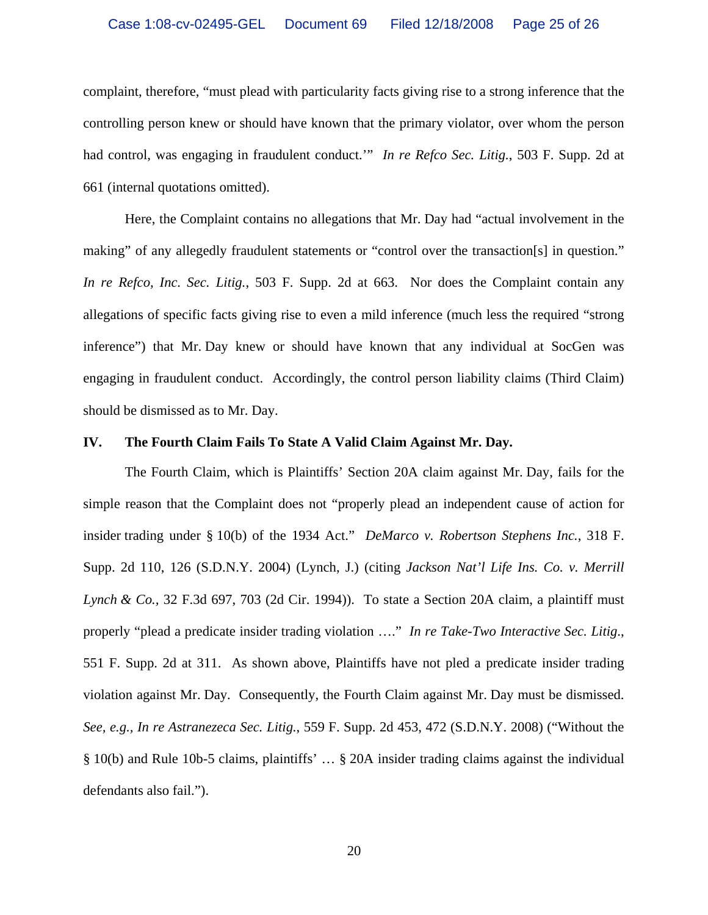complaint, therefore, "must plead with particularity facts giving rise to a strong inference that the controlling person knew or should have known that the primary violator, over whom the person had control, was engaging in fraudulent conduct.'" *In re Refco Sec. Litig.*, 503 F. Supp. 2d at 661 (internal quotations omitted).

Here, the Complaint contains no allegations that Mr. Day had "actual involvement in the making" of any allegedly fraudulent statements or "control over the transaction[s] in question." *In re Refco, Inc. Sec. Litig.*, 503 F. Supp. 2d at 663. Nor does the Complaint contain any allegations of specific facts giving rise to even a mild inference (much less the required "strong inference") that Mr. Day knew or should have known that any individual at SocGen was engaging in fraudulent conduct. Accordingly, the control person liability claims (Third Claim) should be dismissed as to Mr. Day.

## IV. The Fourth Claim Fails To State A Valid Claim Against Mr. Day.

The Fourth Claim, which is Plaintiffs' Section 20A claim against Mr. Day, fails for the simple reason that the Complaint does not "properly plead an independent cause of action for insider trading under § 10(b) of the 1934 Act." *DeMarco v. Robertson Stephens Inc.*, 318 F. Supp. 2d 110, 126 (S.D.N.Y. 2004) (Lynch, J.) (citing *Jackson Nat'l Life Ins. Co. v. Merrill Lynch & Co.*, 32 F.3d 697, 703 (2d Cir. 1994)). To state a Section 20A claim, a plaintiff must properly "plead a predicate insider trading violation …." *In re Take-Two Interactive Sec. Litig.*, 551 F. Supp. 2d at 311. As shown above, Plaintiffs have not pled a predicate insider trading violation against Mr. Day. Consequently, the Fourth Claim against Mr. Day must be dismissed. *See, e.g., In re Astranezeca Sec. Litig.*, 559 F. Supp. 2d 453, 472 (S.D.N.Y. 2008) ("Without the § 10(b) and Rule 10b-5 claims, plaintiffs' … § 20A insider trading claims against the individual defendants also fail.").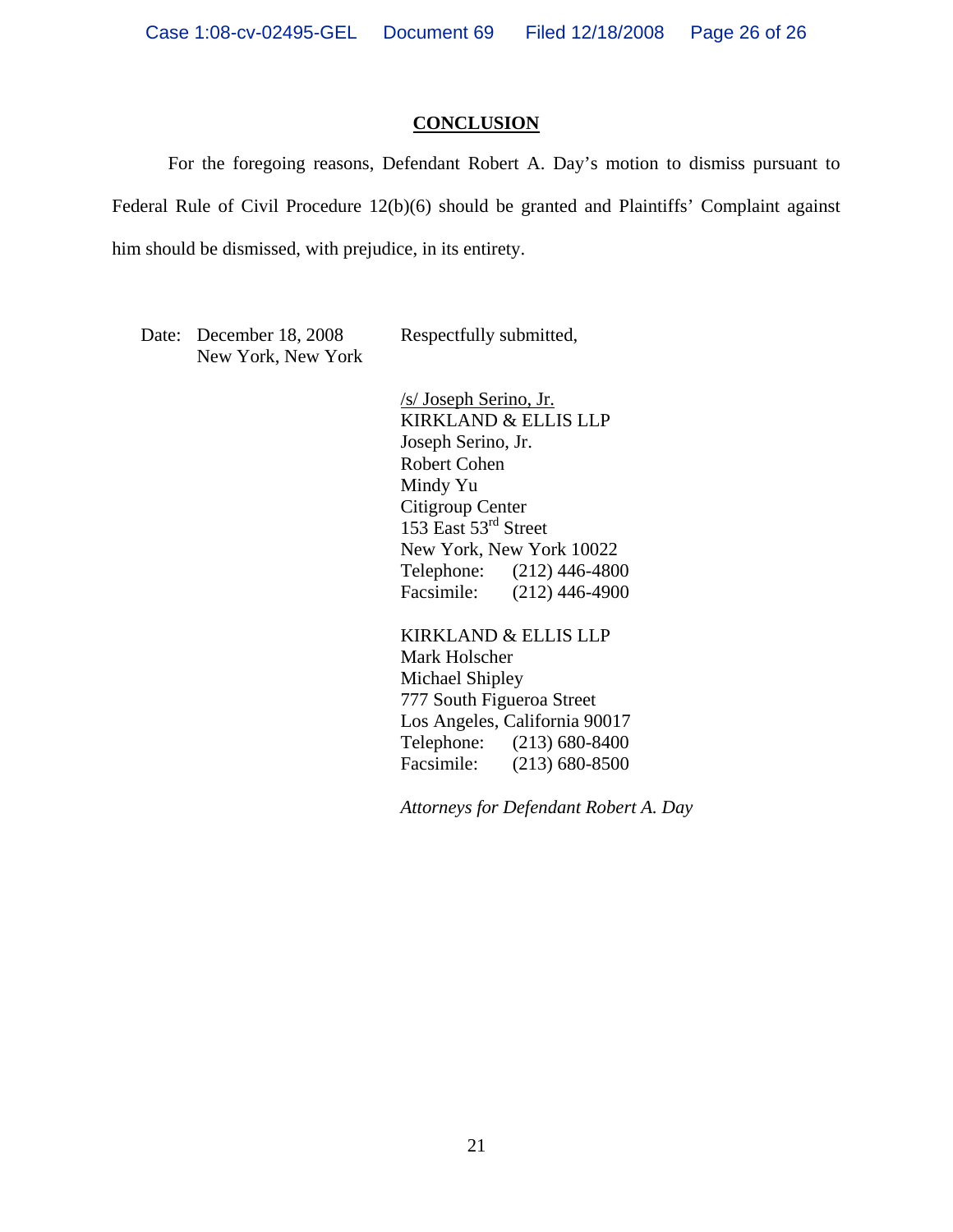## CONCLUSION

For the foregoing reasons, Defendant Robert A. Day's motion to dismiss pursuant to Federal Rule of Civil Procedure 12(b)(6) should be granted and Plaintiffs' Complaint against him should be dismissed, with prejudice, in its entirety.

Date: December 18, 2008
New York, New York

Respectfully submitted,

/s/ Joseph Serino, Jr.
KIRKLAND & ELLIS LLP
Joseph Serino, Jr.
Robert Cohen
Mindy Yu
Citigroup Center
153 East 53rd Street
New York, New York 10022
Telephone: (212) 446-4800
Facsimile: (212) 446-4900

KIRKLAND & ELLIS LLP
Mark Holscher
Michael Shipley
777 South Figueroa Street
Los Angeles, California 90017
Telephone: (213) 680-8400
Facsimile: (213) 680-8500

*Attorneys for Defendant Robert A. Day*